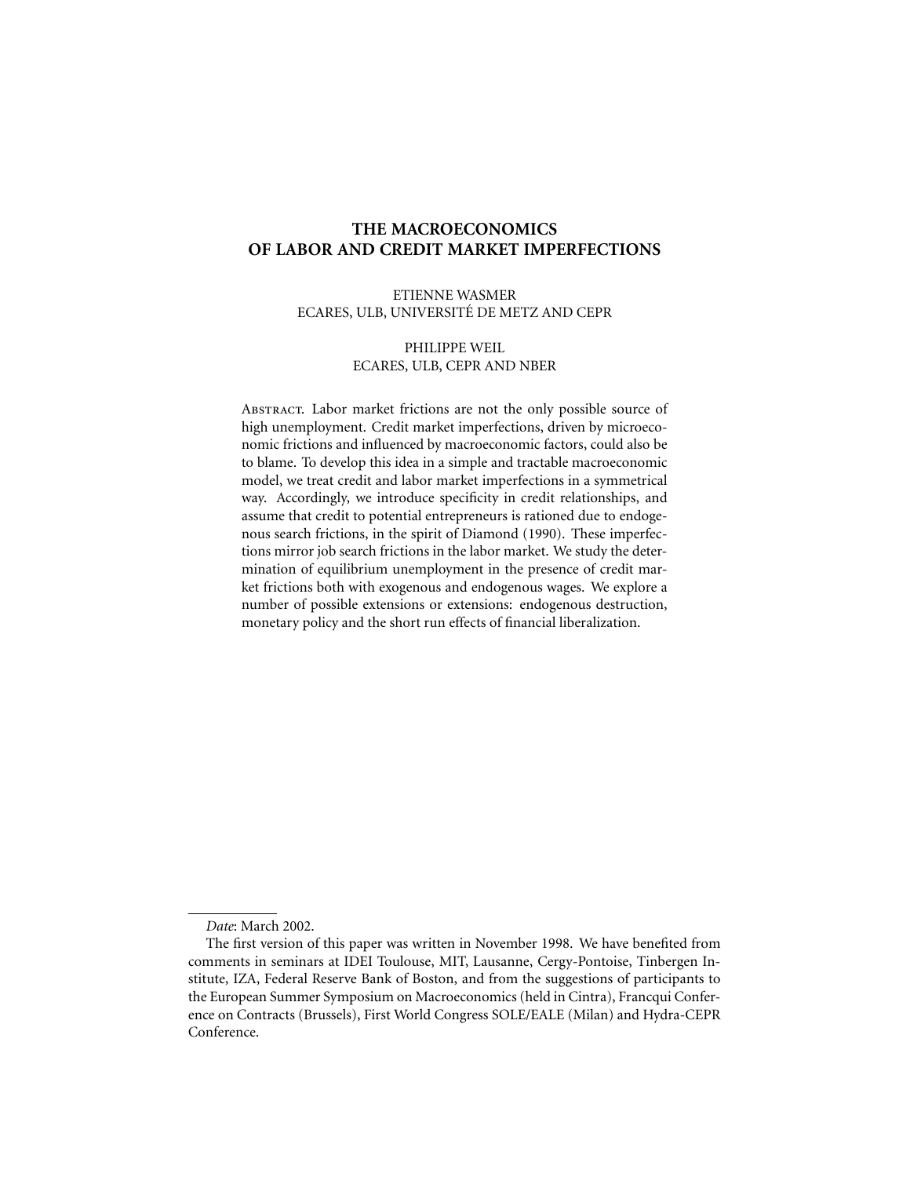# THE MACROECONOMICS OF LABOR AND CREDIT MARKET IMPERFECTIONS

ETIENNE WASMER
ECARES, ULB, UNIVERSITÉ DE METZ AND CEPR

PHILIPPE WEIL
ECARES, ULB, CEPR AND NBER

Abstract. Labor market frictions are not the only possible source of high unemployment. Credit market imperfections, driven by microeconomic frictions and influenced by macroeconomic factors, could also be to blame. To develop this idea in a simple and tractable macroeconomic model, we treat credit and labor market imperfections in a symmetrical way. Accordingly, we introduce specificity in credit relationships, and assume that credit to potential entrepreneurs is rationed due to endogenous search frictions, in the spirit of Diamond (1990). These imperfections mirror job search frictions in the labor market. We study the determination of equilibrium unemployment in the presence of credit market frictions both with exogenous and endogenous wages. We explore a number of possible extensions or extensions: endogenous destruction, monetary policy and the short run effects of financial liberalization.

---

*Date*: March 2002.

The first version of this paper was written in November 1998. We have benefited from comments in seminars at IDEI Toulouse, MIT, Lausanne, Cergy-Pontoise, Tinbergen Institute, IZA, Federal Reserve Bank of Boston, and from the suggestions of participants to the European Summer Symposium on Macroeconomics (held in Cintra), Francqui Conference on Contracts (Brussels), First World Congress SOLE/EALE (Milan) and Hydra-CEPR Conference.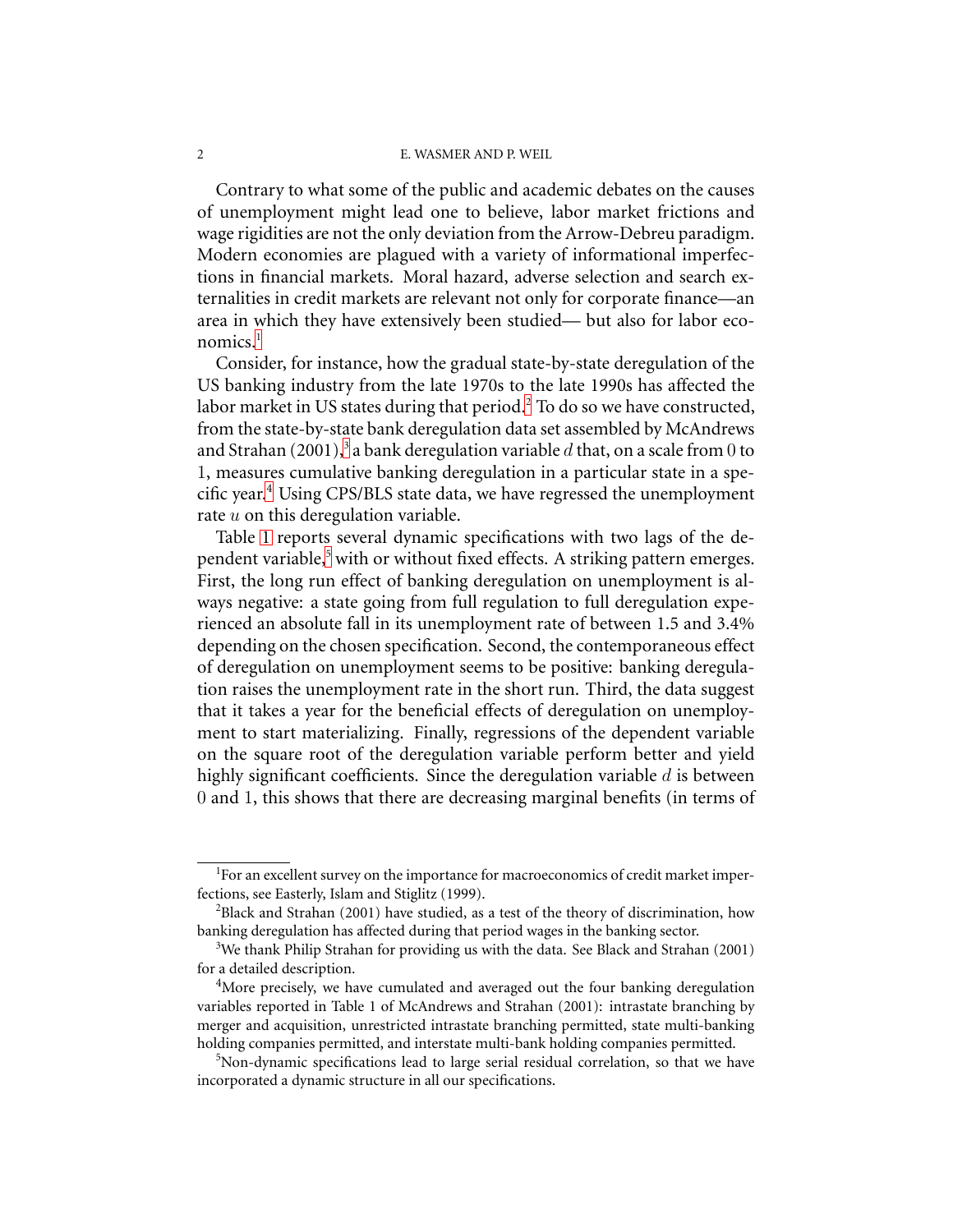Contrary to what some of the public and academic debates on the causes of unemployment might lead one to believe, labor market frictions and wage rigidities are not the only deviation from the Arrow-Debreu paradigm. Modern economies are plagued with a variety of informational imperfections in financial markets. Moral hazard, adverse selection and search externalities in credit markets are relevant not only for corporate finance—an area in which they have extensively been studied— but also for labor economics.[1]

Consider, for instance, how the gradual state-by-state deregulation of the US banking industry from the late 1970s to the late 1990s has affected the labor market in US states during that period.[2] To do so we have constructed, from the state-by-state bank deregulation data set assembled by McAndrews and Strahan (2001),[3] a bank deregulation variable $d$ that, on a scale from $0$ to $1$, measures cumulative banking deregulation in a particular state in a specific year.[4] Using CPS/BLS state data, we have regressed the unemployment rate $u$ on this deregulation variable.

Table 1 reports several dynamic specifications with two lags of the dependent variable,[5] with or without fixed effects. A striking pattern emerges. First, the long run effect of banking deregulation on unemployment is always negative: a state going from full regulation to full deregulation experienced an absolute fall in its unemployment rate of between 1.5 and 3.4% depending on the chosen specification. Second, the contemporaneous effect of deregulation on unemployment seems to be positive: banking deregulation raises the unemployment rate in the short run. Third, the data suggest that it takes a year for the beneficial effects of deregulation on unemployment to start materializing. Finally, regressions of the dependent variable on the square root of the deregulation variable perform better and yield highly significant coefficients. Since the deregulation variable $d$ is between $0$ and $1$, this shows that there are decreasing marginal benefits (in terms of

---

[1] For an excellent survey on the importance for macroeconomics of credit market imperfections, see Easterly, Islam and Stiglitz (1999).

[2] Black and Strahan (2001) have studied, as a test of the theory of discrimination, how banking deregulation has affected during that period wages in the banking sector.

[3] We thank Philip Strahan for providing us with the data. See Black and Strahan (2001) for a detailed description.

[4] More precisely, we have cumulated and averaged out the four banking deregulation variables reported in Table 1 of McAndrews and Strahan (2001): intrastate branching by merger and acquisition, unrestricted intrastate branching permitted, state multi-banking holding companies permitted, and interstate multi-bank holding companies permitted.

[5] Non-dynamic specifications lead to large serial residual correlation, so that we have incorporated a dynamic structure in all our specifications.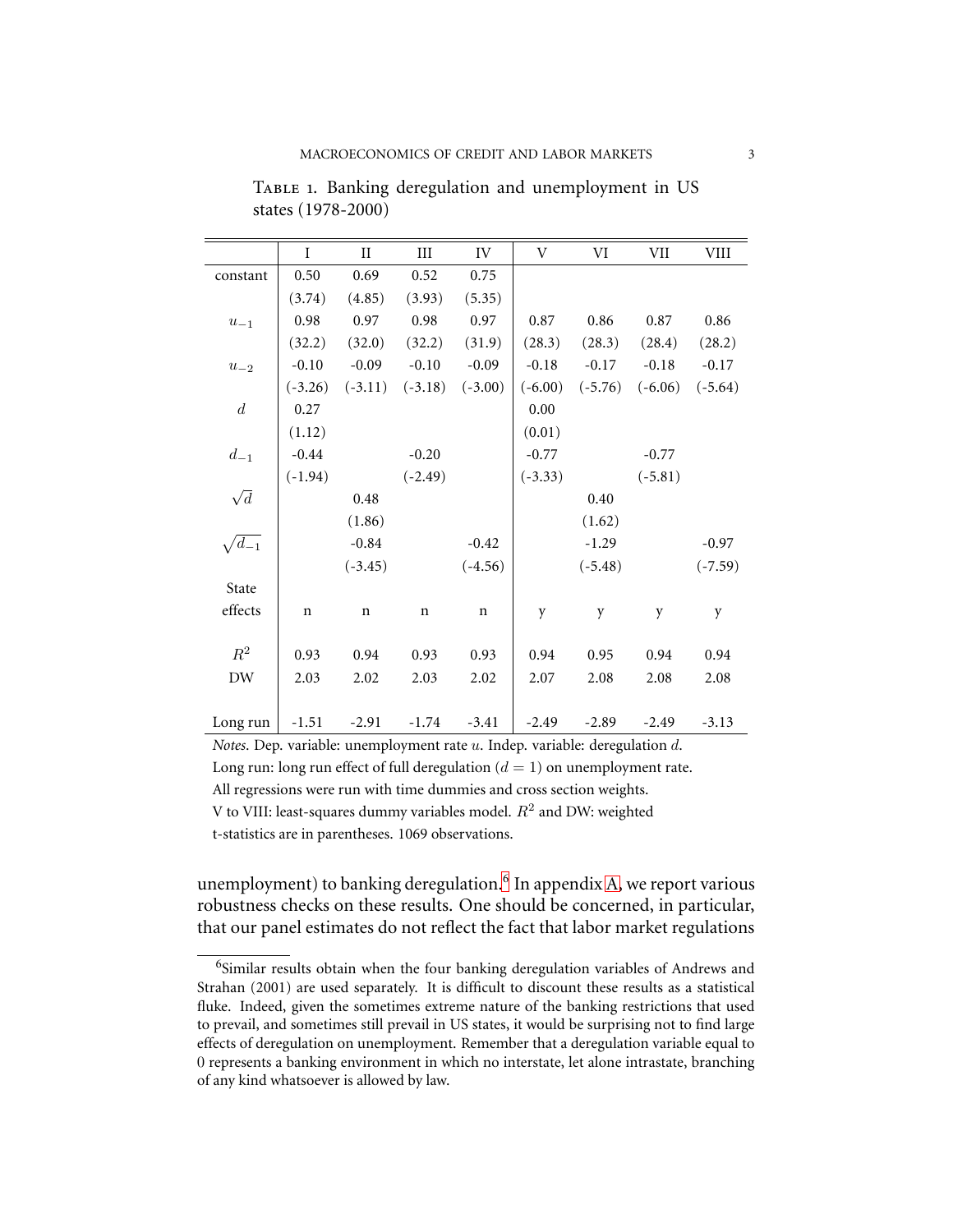TABLE 1. Banking deregulation and unemployment in US states (1978-2000)

| | I | II | III | IV | V | VI | VII | VIII |
|---|---|---|---|---|---|---|---|---|
| constant | 0.50 | 0.69 | 0.52 | 0.75 | | | | |
| | (3.74) | (4.85) | (3.93) | (5.35) | | | | |
| $u_{-1}$ | 0.98 | 0.97 | 0.98 | 0.97 | 0.87 | 0.86 | 0.87 | 0.86 |
| | (32.2) | (32.0) | (32.2) | (31.9) | (28.3) | (28.3) | (28.4) | (28.2) |
| $u_{-2}$ | -0.10 | -0.09 | -0.10 | -0.09 | -0.18 | -0.17 | -0.18 | -0.17 |
| | (-3.26) | (-3.11) | (-3.18) | (-3.00) | (-6.00) | (-5.76) | (-6.06) | (-5.64) |
| $d$ | 0.27 | | | | 0.00 | | | |
| | (1.12) | | | | (0.01) | | | |
| $d_{-1}$ | -0.44 | | -0.20 | | -0.77 | | -0.77 | |
| | (-1.94) | | (-2.49) | | (-3.33) | | (-5.81) | |
| $\sqrt{d}$ | | 0.48 | | | | 0.40 | | |
| | | (1.86) | | | | (1.62) | | |
| $\sqrt{d_{-1}}$ | | -0.84 | | -0.42 | | -1.29 | | -0.97 |
| | | (-3.45) | | (-4.56) | | (-5.48) | | (-7.59) |
| State effects | n | n | n | n | y | y | y | y |
| $R^2$ | 0.93 | 0.94 | 0.93 | 0.93 | 0.94 | 0.95 | 0.94 | 0.94 |
| DW | 2.03 | 2.02 | 2.03 | 2.02 | 2.07 | 2.08 | 2.08 | 2.08 |
| Long run | -1.51 | -2.91 | -1.74 | -3.41 | -2.49 | -2.89 | -2.49 | -3.13 |

*Notes*. Dep. variable: unemployment rate $u$. Indep. variable: deregulation $d$.
Long run: long run effect of full deregulation ($d = 1$) on unemployment rate.
All regressions were run with time dummies and cross section weights.
V to VIII: least-squares dummy variables model. $R^2$ and DW: weighted
t-statistics are in parentheses. 1069 observations.

unemployment) to banking deregulation.[6] In appendix A, we report various robustness checks on these results. One should be concerned, in particular, that our panel estimates do not reflect the fact that labor market regulations

[6] Similar results obtain when the four banking deregulation variables of Andrews and Strahan (2001) are used separately. It is difficult to discount these results as a statistical fluke. Indeed, given the sometimes extreme nature of the banking restrictions that used to prevail, and sometimes still prevail in US states, it would be surprising not to find large effects of deregulation on unemployment. Remember that a deregulation variable equal to 0 represents a banking environment in which no interstate, let alone intrastate, branching of any kind whatsoever is allowed by law.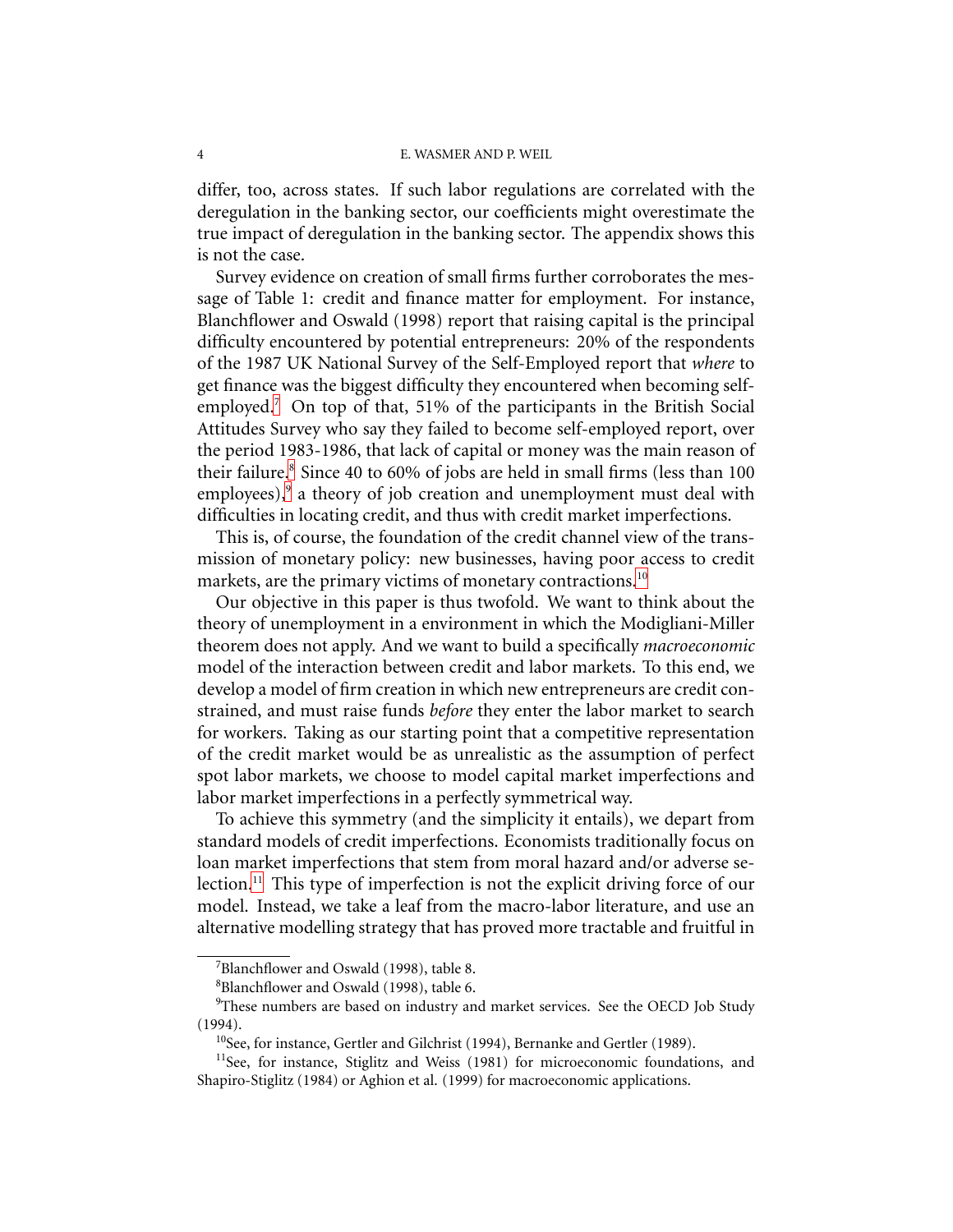differ, too, across states. If such labor regulations are correlated with the deregulation in the banking sector, our coefficients might overestimate the true impact of deregulation in the banking sector. The appendix shows this is not the case.

Survey evidence on creation of small firms further corroborates the message of Table 1: credit and finance matter for employment. For instance, Blanchflower and Oswald (1998) report that raising capital is the principal difficulty encountered by potential entrepreneurs: 20% of the respondents of the 1987 UK National Survey of the Self-Employed report that *where* to get finance was the biggest difficulty they encountered when becoming self-employed.[7] On top of that, 51% of the participants in the British Social Attitudes Survey who say they failed to become self-employed report, over the period 1983-1986, that lack of capital or money was the main reason of their failure.[8] Since 40 to 60% of jobs are held in small firms (less than 100 employees),[9] a theory of job creation and unemployment must deal with difficulties in locating credit, and thus with credit market imperfections.

This is, of course, the foundation of the credit channel view of the transmission of monetary policy: new businesses, having poor access to credit markets, are the primary victims of monetary contractions.[10]

Our objective in this paper is thus twofold. We want to think about the theory of unemployment in a environment in which the Modigliani-Miller theorem does not apply. And we want to build a specifically *macroeconomic* model of the interaction between credit and labor markets. To this end, we develop a model of firm creation in which new entrepreneurs are credit constrained, and must raise funds *before* they enter the labor market to search for workers. Taking as our starting point that a competitive representation of the credit market would be as unrealistic as the assumption of perfect spot labor markets, we choose to model capital market imperfections and labor market imperfections in a perfectly symmetrical way.

To achieve this symmetry (and the simplicity it entails), we depart from standard models of credit imperfections. Economists traditionally focus on loan market imperfections that stem from moral hazard and/or adverse selection.[11] This type of imperfection is not the explicit driving force of our model. Instead, we take a leaf from the macro-labor literature, and use an alternative modelling strategy that has proved more tractable and fruitful in

---

[7] Blanchflower and Oswald (1998), table 8.

[8] Blanchflower and Oswald (1998), table 6.

[9] These numbers are based on industry and market services. See the OECD Job Study (1994).

[10] See, for instance, Gertler and Gilchrist (1994), Bernanke and Gertler (1989).

[11] See, for instance, Stiglitz and Weiss (1981) for microeconomic foundations, and Shapiro-Stiglitz (1984) or Aghion et al. (1999) for macroeconomic applications.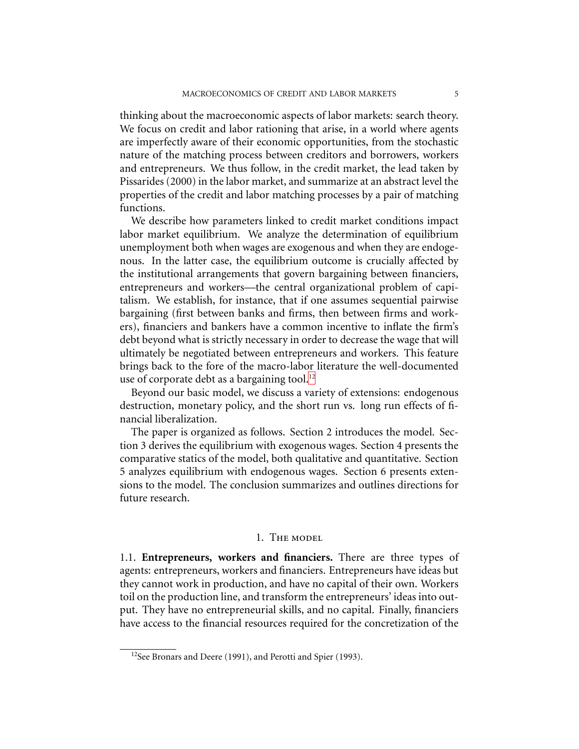thinking about the macroeconomic aspects of labor markets: search theory. We focus on credit and labor rationing that arise, in a world where agents are imperfectly aware of their economic opportunities, from the stochastic nature of the matching process between creditors and borrowers, workers and entrepreneurs. We thus follow, in the credit market, the lead taken by Pissarides (2000) in the labor market, and summarize at an abstract level the properties of the credit and labor matching processes by a pair of matching functions.

We describe how parameters linked to credit market conditions impact labor market equilibrium. We analyze the determination of equilibrium unemployment both when wages are exogenous and when they are endogenous. In the latter case, the equilibrium outcome is crucially affected by the institutional arrangements that govern bargaining between financiers, entrepreneurs and workers—the central organizational problem of capitalism. We establish, for instance, that if one assumes sequential pairwise bargaining (first between banks and firms, then between firms and workers), financiers and bankers have a common incentive to inflate the firm's debt beyond what is strictly necessary in order to decrease the wage that will ultimately be negotiated between entrepreneurs and workers. This feature brings back to the fore of the macro-labor literature the well-documented use of corporate debt as a bargaining tool.[12]

Beyond our basic model, we discuss a variety of extensions: endogenous destruction, monetary policy, and the short run vs. long run effects of financial liberalization.

The paper is organized as follows. Section 2 introduces the model. Section 3 derives the equilibrium with exogenous wages. Section 4 presents the comparative statics of the model, both qualitative and quantitative. Section 5 analyzes equilibrium with endogenous wages. Section 6 presents extensions to the model. The conclusion summarizes and outlines directions for future research.

## 1. The model

1.1. **Entrepreneurs, workers and financiers.** There are three types of agents: entrepreneurs, workers and financiers. Entrepreneurs have ideas but they cannot work in production, and have no capital of their own. Workers toil on the production line, and transform the entrepreneurs' ideas into output. They have no entrepreneurial skills, and no capital. Finally, financiers have access to the financial resources required for the concretization of the

[12] See Bronars and Deere (1991), and Perotti and Spier (1993).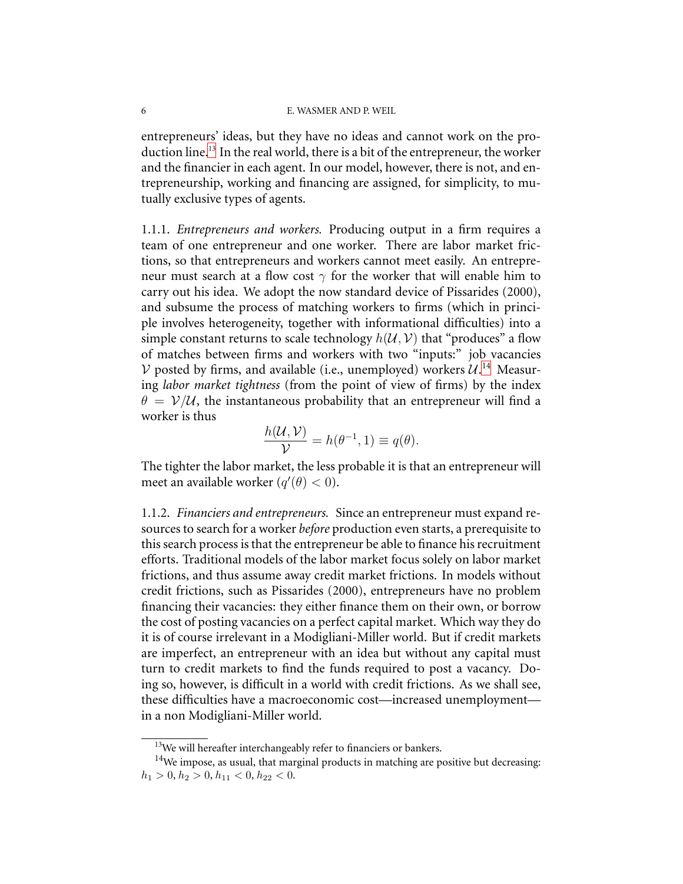entrepreneurs' ideas, but they have no ideas and cannot work on the production line.[13] In the real world, there is a bit of the entrepreneur, the worker and the financier in each agent. In our model, however, there is not, and entrepreneurship, working and financing are assigned, for simplicity, to mutually exclusive types of agents.

1.1.1. *Entrepreneurs and workers.* Producing output in a firm requires a team of one entrepreneur and one worker. There are labor market frictions, so that entrepreneurs and workers cannot meet easily. An entrepreneur must search at a flow cost $\gamma$ for the worker that will enable him to carry out his idea. We adopt the now standard device of Pissarides (2000), and subsume the process of matching workers to firms (which in principle involves heterogeneity, together with informational difficulties) into a simple constant returns to scale technology $h(\mathcal{U}, \mathcal{V})$ that "produces" a flow of matches between firms and workers with two "inputs:" job vacancies $\mathcal{V}$ posted by firms, and available (i.e., unemployed) workers $\mathcal{U}$.[14] Measuring *labor market tightness* (from the point of view of firms) by the index $\theta = \mathcal{V}/\mathcal{U}$, the instantaneous probability that an entrepreneur will find a worker is thus

$$\frac{h(\mathcal{U}, \mathcal{V})}{\mathcal{V}} = h(\theta^{-1}, 1) \equiv q(\theta).$$

The tighter the labor market, the less probable it is that an entrepreneur will meet an available worker ($q'(\theta) < 0$).

1.1.2. *Financiers and entrepreneurs.* Since an entrepreneur must expand resources to search for a worker *before* production even starts, a prerequisite to this search process is that the entrepreneur be able to finance his recruitment efforts. Traditional models of the labor market focus solely on labor market frictions, and thus assume away credit market frictions. In models without credit frictions, such as Pissarides (2000), entrepreneurs have no problem financing their vacancies: they either finance them on their own, or borrow the cost of posting vacancies on a perfect capital market. Which way they do it is of course irrelevant in a Modigliani-Miller world. But if credit markets are imperfect, an entrepreneur with an idea but without any capital must turn to credit markets to find the funds required to post a vacancy. Doing so, however, is difficult in a world with credit frictions. As we shall see, these difficulties have a macroeconomic cost—increased unemployment—in a non Modigliani-Miller world.

[13] We will hereafter interchangeably refer to financiers or bankers.

[14] We impose, as usual, that marginal products in matching are positive but decreasing: $h_1 > 0, h_2 > 0, h_{11} < 0, h_{22} < 0$.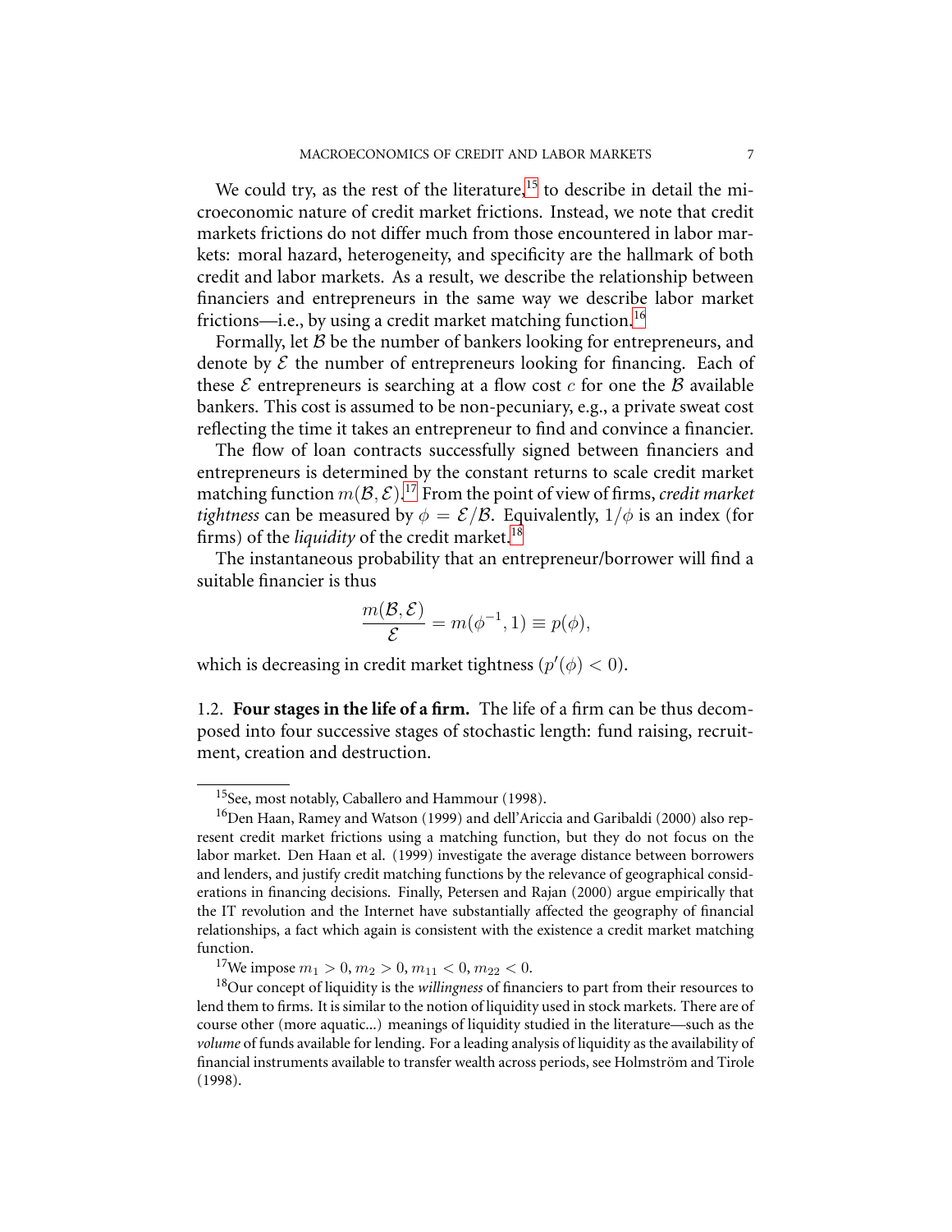We could try, as the rest of the literature,[15] to describe in detail the microeconomic nature of credit market frictions. Instead, we note that credit markets frictions do not differ much from those encountered in labor markets: moral hazard, heterogeneity, and specificity are the hallmark of both credit and labor markets. As a result, we describe the relationship between financiers and entrepreneurs in the same way we describe labor market frictions—i.e., by using a credit market matching function.[16]

Formally, let $\mathcal{B}$ be the number of bankers looking for entrepreneurs, and denote by $\mathcal{E}$ the number of entrepreneurs looking for financing. Each of these $\mathcal{E}$ entrepreneurs is searching at a flow cost $c$ for one the $\mathcal{B}$ available bankers. This cost is assumed to be non-pecuniary, e.g., a private sweat cost reflecting the time it takes an entrepreneur to find and convince a financier.

The flow of loan contracts successfully signed between financiers and entrepreneurs is determined by the constant returns to scale credit market matching function $m(\mathcal{B}, \mathcal{E})$.[17] From the point of view of firms, *credit market tightness* can be measured by $\phi = \mathcal{E}/\mathcal{B}$. Equivalently, $1/\phi$ is an index (for firms) of the *liquidity* of the credit market.[18]

The instantaneous probability that an entrepreneur/borrower will find a suitable financier is thus

$$\frac{m(\mathcal{B}, \mathcal{E})}{\mathcal{E}} = m(\phi^{-1}, 1) \equiv p(\phi),$$

which is decreasing in credit market tightness ($p'(\phi) < 0$).

1.2. **Four stages in the life of a firm.** The life of a firm can be thus decomposed into four successive stages of stochastic length: fund raising, recruitment, creation and destruction.

---

[15]See, most notably, Caballero and Hammour (1998).

[16]Den Haan, Ramey and Watson (1999) and dell'Ariccia and Garibaldi (2000) also represent credit market frictions using a matching function, but they do not focus on the labor market. Den Haan et al. (1999) investigate the average distance between borrowers and lenders, and justify credit matching functions by the relevance of geographical considerations in financing decisions. Finally, Petersen and Rajan (2000) argue empirically that the IT revolution and the Internet have substantially affected the geography of financial relationships, a fact which again is consistent with the existence a credit market matching function.

[17]We impose $m_1 > 0, m_2 > 0, m_{11} < 0, m_{22} < 0$.

[18]Our concept of liquidity is the *willingness* of financiers to part from their resources to lend them to firms. It is similar to the notion of liquidity used in stock markets. There are of course other (more aquatic...) meanings of liquidity studied in the literature—such as the *volume* of funds available for lending. For a leading analysis of liquidity as the availability of financial instruments available to transfer wealth across periods, see Holmström and Tirole (1998).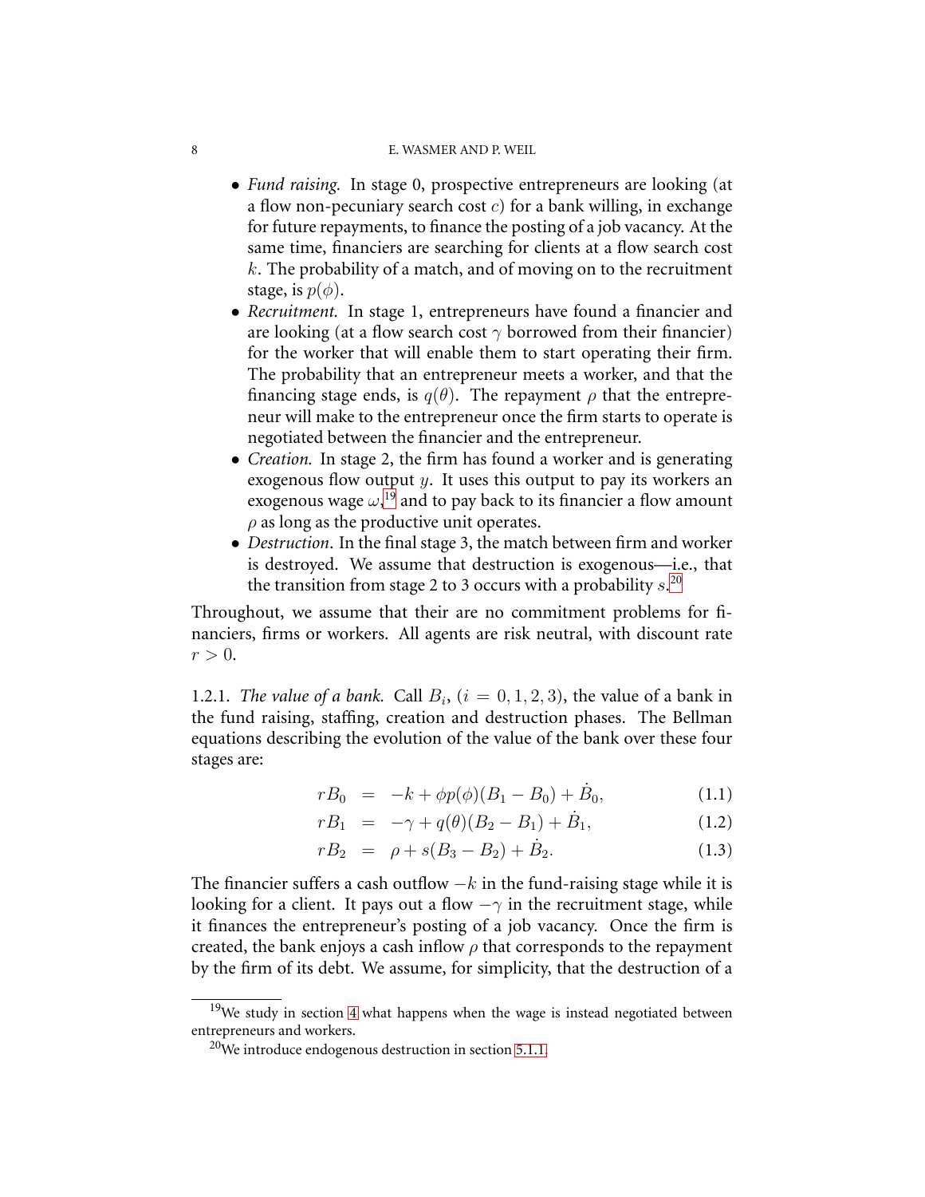- *Fund raising.* In stage 0, prospective entrepreneurs are looking (at a flow non-pecuniary search cost $c$) for a bank willing, in exchange for future repayments, to finance the posting of a job vacancy. At the same time, financiers are searching for clients at a flow search cost $k$. The probability of a match, and of moving on to the recruitment stage, is $p(\phi)$.
- *Recruitment.* In stage 1, entrepreneurs have found a financier and are looking (at a flow search cost $\gamma$ borrowed from their financier) for the worker that will enable them to start operating their firm. The probability that an entrepreneur meets a worker, and that the financing stage ends, is $q(\theta)$. The repayment $\rho$ that the entrepreneur will make to the entrepreneur once the firm starts to operate is negotiated between the financier and the entrepreneur.
- *Creation.* In stage 2, the firm has found a worker and is generating exogenous flow output $y$. It uses this output to pay its workers an exogenous wage $\omega$,[19] and to pay back to its financier a flow amount $\rho$ as long as the productive unit operates.
- *Destruction*. In the final stage 3, the match between firm and worker is destroyed. We assume that destruction is exogenous—i.e., that the transition from stage 2 to 3 occurs with a probability $s$.[20]

Throughout, we assume that their are no commitment problems for financiers, firms or workers. All agents are risk neutral, with discount rate $r > 0$.

1.2.1. *The value of a bank.* Call $B_i$, ($i = 0, 1, 2, 3$), the value of a bank in the fund raising, staffing, creation and destruction phases. The Bellman equations describing the evolution of the value of the bank over these four stages are:

$$rB_0 = -k + \phi p(\phi)(B_1 - B_0) + \dot{B}_0, \tag{1.1}$$

$$rB_1 = -\gamma + q(\theta)(B_2 - B_1) + \dot{B}_1, \tag{1.2}$$

$$rB_2 = \rho + s(B_3 - B_2) + \dot{B}_2. \tag{1.3}$$

The financier suffers a cash outflow $-k$ in the fund-raising stage while it is looking for a client. It pays out a flow $-\gamma$ in the recruitment stage, while it finances the entrepreneur's posting of a job vacancy. Once the firm is created, the bank enjoys a cash inflow $\rho$ that corresponds to the repayment by the firm of its debt. We assume, for simplicity, that the destruction of a

[19] We study in section 4 what happens when the wage is instead negotiated between entrepreneurs and workers.

[20] We introduce endogenous destruction in section 5.1.1.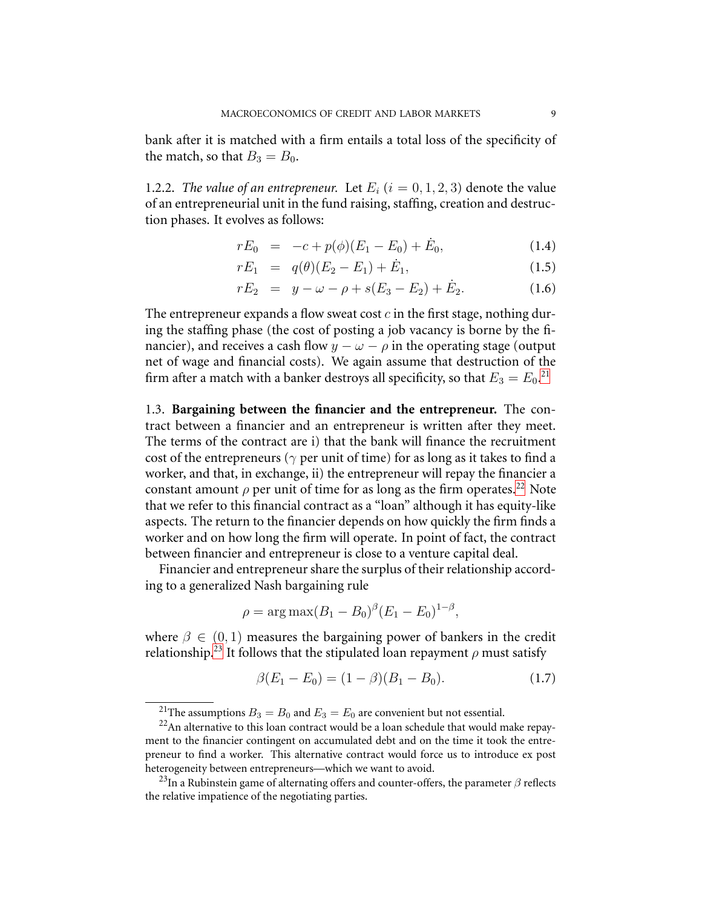bank after it is matched with a firm entails a total loss of the specificity of the match, so that $B_3 = B_0$.

1.2.2. *The value of an entrepreneur.* Let $E_i$ ($i = 0, 1, 2, 3$) denote the value of an entrepreneurial unit in the fund raising, staffing, creation and destruction phases. It evolves as follows:

$$
\begin{aligned}
rE_0 &= -c + p(\phi)(E_1 - E_0) + \dot{E}_0, &(1.4)\\
rE_1 &= q(\theta)(E_2 - E_1) + \dot{E}_1, &(1.5)\\
rE_2 &= y - \omega - \rho + s(E_3 - E_2) + \dot{E}_2. &(1.6)
\end{aligned}
$$

The entrepreneur expands a flow sweat cost $c$ in the first stage, nothing during the staffing phase (the cost of posting a job vacancy is borne by the financier), and receives a cash flow $y - \omega - \rho$ in the operating stage (output net of wage and financial costs). We again assume that destruction of the firm after a match with a banker destroys all specificity, so that $E_3 = E_0$.[21]

1.3. **Bargaining between the financier and the entrepreneur.** The contract between a financier and an entrepreneur is written after they meet. The terms of the contract are i) that the bank will finance the recruitment cost of the entrepreneurs ($\gamma$ per unit of time) for as long as it takes to find a worker, and that, in exchange, ii) the entrepreneur will repay the financier a constant amount $\rho$ per unit of time for as long as the firm operates.[22] Note that we refer to this financial contract as a "loan" although it has equity-like aspects. The return to the financier depends on how quickly the firm finds a worker and on how long the firm will operate. In point of fact, the contract between financier and entrepreneur is close to a venture capital deal.

Financier and entrepreneur share the surplus of their relationship according to a generalized Nash bargaining rule

$$\rho = \arg\max (B_1 - B_0)^{\beta}(E_1 - E_0)^{1-\beta},$$

where $\beta \in (0, 1)$ measures the bargaining power of bankers in the credit relationship.[23] It follows that the stipulated loan repayment $\rho$ must satisfy

$$\beta(E_1 - E_0) = (1 - \beta)(B_1 - B_0). \tag{1.7}$$

---

[21] The assumptions $B_3 = B_0$ and $E_3 = E_0$ are convenient but not essential.

[22] An alternative to this loan contract would be a loan schedule that would make repayment to the financier contingent on accumulated debt and on the time it took the entrepreneur to find a worker. This alternative contract would force us to introduce ex post heterogeneity between entrepreneurs—which we want to avoid.

[23] In a Rubinstein game of alternating offers and counter-offers, the parameter $\beta$ reflects the relative impatience of the negotiating parties.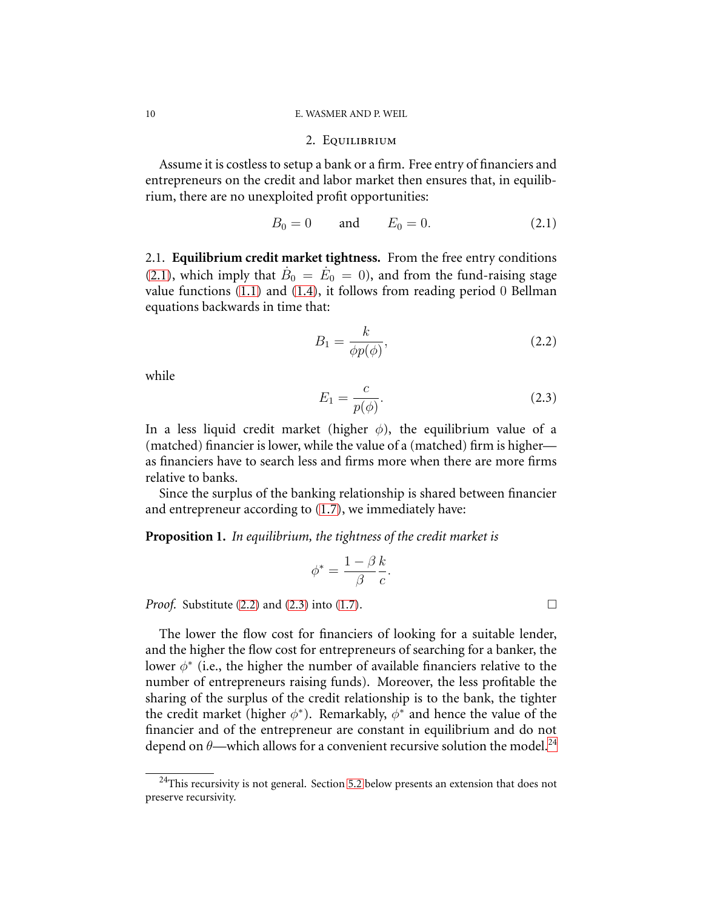## 2. Equilibrium

Assume it is costless to setup a bank or a firm. Free entry of financiers and entrepreneurs on the credit and labor market then ensures that, in equilibrium, there are no unexploited profit opportunities:

$$B_0 = 0 \qquad \text{and} \qquad E_0 = 0. \tag{2.1}$$

2.1. **Equilibrium credit market tightness.** From the free entry conditions (2.1), which imply that $\dot{B}_0 = \dot{E}_0 = 0$), and from the fund-raising stage value functions (1.1) and (1.4), it follows from reading period 0 Bellman equations backwards in time that:

$$B_1 = \frac{k}{\phi p(\phi)}, \tag{2.2}$$

while

$$E_1 = \frac{c}{p(\phi)}. \tag{2.3}$$

In a less liquid credit market (higher $\phi$), the equilibrium value of a (matched) financier is lower, while the value of a (matched) firm is higher—as financiers have to search less and firms more when there are more firms relative to banks.

Since the surplus of the banking relationship is shared between financier and entrepreneur according to (1.7), we immediately have:

**Proposition 1.** *In equilibrium, the tightness of the credit market is*

$$\phi^* = \frac{1-\beta}{\beta}\frac{k}{c}.$$

*Proof.* Substitute (2.2) and (2.3) into (1.7). □

The lower the flow cost for financiers of looking for a suitable lender, and the higher the flow cost for entrepreneurs of searching for a banker, the lower $\phi^*$ (i.e., the higher the number of available financiers relative to the number of entrepreneurs raising funds). Moreover, the less profitable the sharing of the surplus of the credit relationship is to the bank, the tighter the credit market (higher $\phi^*$). Remarkably, $\phi^*$ and hence the value of the financier and of the entrepreneur are constant in equilibrium and do not depend on $\theta$—which allows for a convenient recursive solution the model.[24]

[24] This recursivity is not general. Section 5.2 below presents an extension that does not preserve recursivity.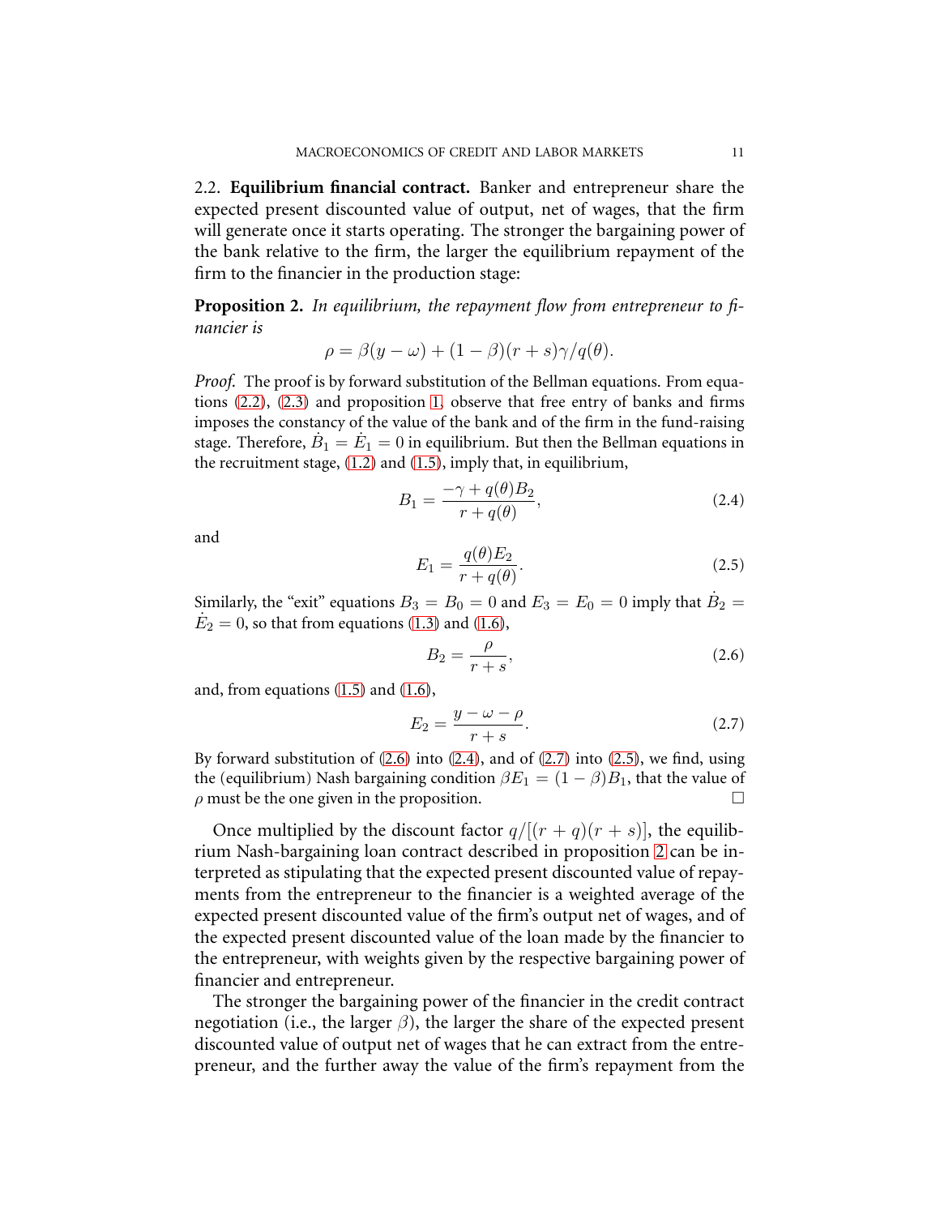2.2. **Equilibrium financial contract.** Banker and entrepreneur share the expected present discounted value of output, net of wages, that the firm will generate once it starts operating. The stronger the bargaining power of the bank relative to the firm, the larger the equilibrium repayment of the firm to the financier in the production stage:

**Proposition 2.** *In equilibrium, the repayment flow from entrepreneur to financier is*

$$\rho = \beta(y - \omega) + (1 - \beta)(r + s)\gamma/q(\theta).$$

*Proof.* The proof is by forward substitution of the Bellman equations. From equations (2.2), (2.3) and proposition 1, observe that free entry of banks and firms imposes the constancy of the value of the bank and of the firm in the fund-raising stage. Therefore, $\dot{B}_1 = \dot{E}_1 = 0$ in equilibrium. But then the Bellman equations in the recruitment stage, (1.2) and (1.5), imply that, in equilibrium,

$$B_1 = \frac{-\gamma + q(\theta)B_2}{r + q(\theta)}, \tag{2.4}$$

and

$$E_1 = \frac{q(\theta)E_2}{r + q(\theta)}. \tag{2.5}$$

Similarly, the "exit" equations $B_3 = B_0 = 0$ and $E_3 = E_0 = 0$ imply that $\dot{B}_2 = \dot{E}_2 = 0$, so that from equations (1.3) and (1.6),

$$B_2 = \frac{\rho}{r + s}, \tag{2.6}$$

and, from equations (1.5) and (1.6),

$$E_2 = \frac{y - \omega - \rho}{r + s}. \tag{2.7}$$

By forward substitution of (2.6) into (2.4), and of (2.7) into (2.5), we find, using the (equilibrium) Nash bargaining condition $\beta E_1 = (1 - \beta)B_1$, that the value of $\rho$ must be the one given in the proposition. □

Once multiplied by the discount factor $q/[(r + q)(r + s)]$, the equilibrium Nash-bargaining loan contract described in proposition 2 can be interpreted as stipulating that the expected present discounted value of repayments from the entrepreneur to the financier is a weighted average of the expected present discounted value of the firm's output net of wages, and of the expected present discounted value of the loan made by the financier to the entrepreneur, with weights given by the respective bargaining power of financier and entrepreneur.

The stronger the bargaining power of the financier in the credit contract negotiation (i.e., the larger $\beta$), the larger the share of the expected present discounted value of output net of wages that he can extract from the entrepreneur, and the further away the value of the firm's repayment from the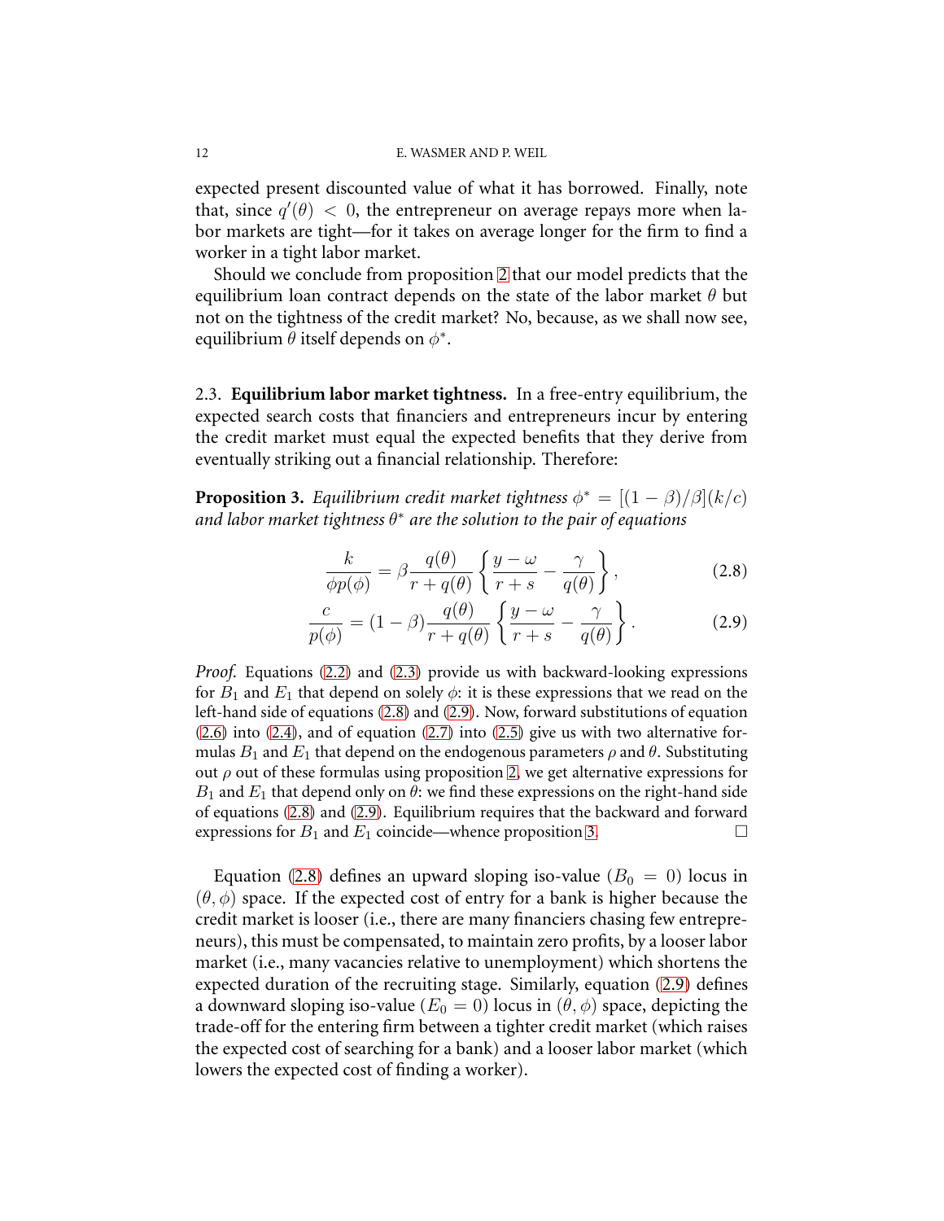expected present discounted value of what it has borrowed. Finally, note that, since $q'(\theta) < 0$, the entrepreneur on average repays more when labor markets are tight—for it takes on average longer for the firm to find a worker in a tight labor market.

Should we conclude from proposition 2 that our model predicts that the equilibrium loan contract depends on the state of the labor market $\theta$ but not on the tightness of the credit market? No, because, as we shall now see, equilibrium $\theta$ itself depends on $\phi^*$.

### 2.3. **Equilibrium labor market tightness.**

In a free-entry equilibrium, the expected search costs that financiers and entrepreneurs incur by entering the credit market must equal the expected benefits that they derive from eventually striking out a financial relationship. Therefore:

**Proposition 3.** *Equilibrium credit market tightness $\phi^* = [(1-\beta)/\beta](k/c)$ and labor market tightness $\theta^*$ are the solution to the pair of equations*

$$\frac{k}{\phi p(\phi)} = \beta \frac{q(\theta)}{r + q(\theta)} \left\{ \frac{y - \omega}{r + s} - \frac{\gamma}{q(\theta)} \right\}, \tag{2.8}$$

$$\frac{c}{p(\phi)} = (1-\beta) \frac{q(\theta)}{r + q(\theta)} \left\{ \frac{y - \omega}{r + s} - \frac{\gamma}{q(\theta)} \right\}. \tag{2.9}$$

*Proof.* Equations (2.2) and (2.3) provide us with backward-looking expressions for $B_1$ and $E_1$ that depend on solely $\phi$: it is these expressions that we read on the left-hand side of equations (2.8) and (2.9). Now, forward substitutions of equation (2.6) into (2.4), and of equation (2.7) into (2.5) give us with two alternative formulas $B_1$ and $E_1$ that depend on the endogenous parameters $\rho$ and $\theta$. Substituting out $\rho$ out of these formulas using proposition 2, we get alternative expressions for $B_1$ and $E_1$ that depend only on $\theta$: we find these expressions on the right-hand side of equations (2.8) and (2.9). Equilibrium requires that the backward and forward expressions for $B_1$ and $E_1$ coincide—whence proposition 3. □

Equation (2.8) defines an upward sloping iso-value ($B_0 = 0$) locus in $(\theta, \phi)$ space. If the expected cost of entry for a bank is higher because the credit market is looser (i.e., there are many financiers chasing few entrepreneurs), this must be compensated, to maintain zero profits, by a looser labor market (i.e., many vacancies relative to unemployment) which shortens the expected duration of the recruiting stage. Similarly, equation (2.9) defines a downward sloping iso-value ($E_0 = 0$) locus in $(\theta, \phi)$ space, depicting the trade-off for the entering firm between a tighter credit market (which raises the expected cost of searching for a bank) and a looser labor market (which lowers the expected cost of finding a worker).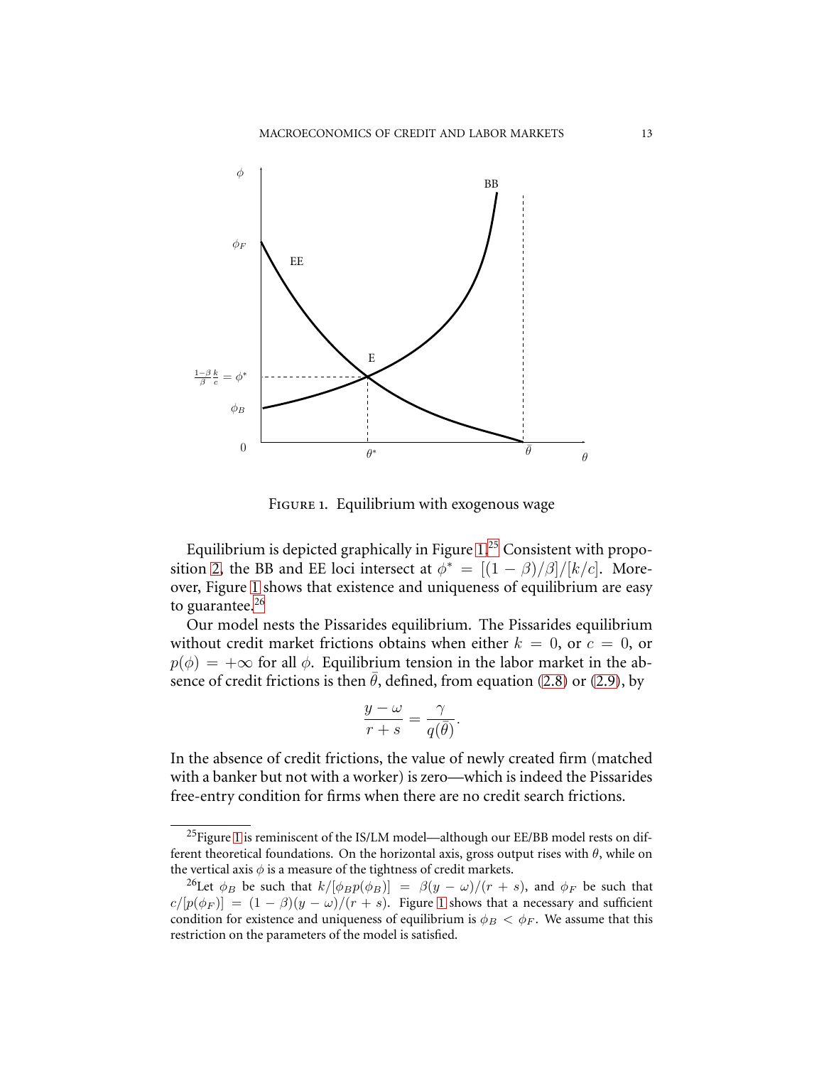FIGURE 1. Equilibrium with exogenous wage

Equilibrium is depicted graphically in Figure 1.[25] Consistent with proposition 2, the BB and EE loci intersect at $\phi^* = [(1-\beta)/\beta]/[k/c]$. Moreover, Figure 1 shows that existence and uniqueness of equilibrium are easy to guarantee.[26]

Our model nests the Pissarides equilibrium. The Pissarides equilibrium without credit market frictions obtains when either $k = 0$, or $c = 0$, or $p(\phi) = +\infty$ for all $\phi$. Equilibrium tension in the labor market in the absence of credit frictions is then $\bar{\theta}$, defined, from equation (2.8) or (2.9), by

$$\frac{y-\omega}{r+s} = \frac{\gamma}{q(\bar{\theta})}.$$

In the absence of credit frictions, the value of newly created firm (matched with a banker but not with a worker) is zero—which is indeed the Pissarides free-entry condition for firms when there are no credit search frictions.

---

[25] Figure 1 is reminiscent of the IS/LM model—although our EE/BB model rests on different theoretical foundations. On the horizontal axis, gross output rises with $\theta$, while on the vertical axis $\phi$ is a measure of the tightness of credit markets.

[26] Let $\phi_B$ be such that $k/[\phi_B p(\phi_B)] = \beta(y-\omega)/(r+s)$, and $\phi_F$ be such that $c/[p(\phi_F)] = (1-\beta)(y-\omega)/(r+s)$. Figure 1 shows that a necessary and sufficient condition for existence and uniqueness of equilibrium is $\phi_B < \phi_F$. We assume that this restriction on the parameters of the model is satisfied.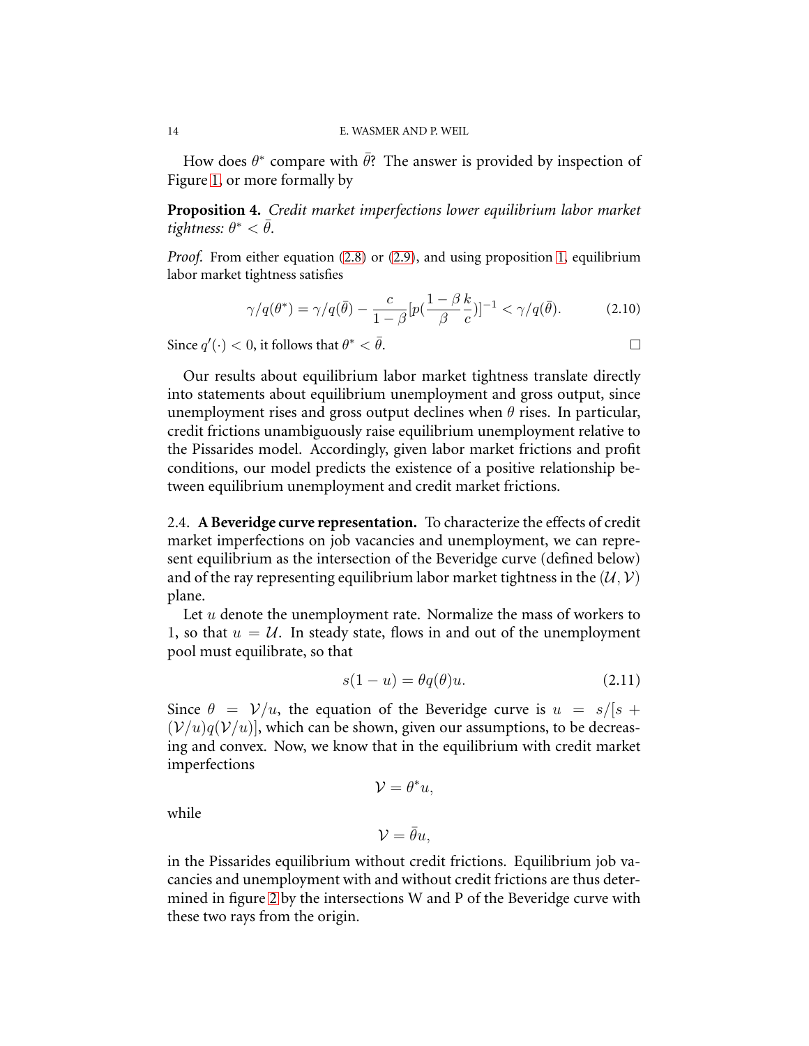How does $\theta^*$ compare with $\bar{\theta}$? The answer is provided by inspection of Figure 1, or more formally by

**Proposition 4.** *Credit market imperfections lower equilibrium labor market tightness: $\theta^* < \bar{\theta}$.*

*Proof.* From either equation (2.8) or (2.9), and using proposition 1, equilibrium labor market tightness satisfies

$$\gamma/q(\theta^*) = \gamma/q(\bar{\theta}) - \frac{c}{1-\beta}[p(\frac{1-\beta}{\beta}\frac{k}{c})]^{-1} < \gamma/q(\bar{\theta}). \tag{2.10}$$

Since $q'(\cdot) < 0$, it follows that $\theta^* < \bar{\theta}$. □

Our results about equilibrium labor market tightness translate directly into statements about equilibrium unemployment and gross output, since unemployment rises and gross output declines when $\theta$ rises. In particular, credit frictions unambiguously raise equilibrium unemployment relative to the Pissarides model. Accordingly, given labor market frictions and profit conditions, our model predicts the existence of a positive relationship between equilibrium unemployment and credit market frictions.

2.4. **A Beveridge curve representation.** To characterize the effects of credit market imperfections on job vacancies and unemployment, we can represent equilibrium as the intersection of the Beveridge curve (defined below) and of the ray representing equilibrium labor market tightness in the $(\mathcal{U}, \mathcal{V})$ plane.

Let $u$ denote the unemployment rate. Normalize the mass of workers to 1, so that $u = \mathcal{U}$. In steady state, flows in and out of the unemployment pool must equilibrate, so that

$$s(1-u) = \theta q(\theta) u. \tag{2.11}$$

Since $\theta = \mathcal{V}/u$, the equation of the Beveridge curve is $u = s/[s + (\mathcal{V}/u)q(\mathcal{V}/u)]$, which can be shown, given our assumptions, to be decreasing and convex. Now, we know that in the equilibrium with credit market imperfections

$$\mathcal{V} = \theta^* u,$$

while

$$\mathcal{V} = \bar{\theta} u,$$

in the Pissarides equilibrium without credit frictions. Equilibrium job vacancies and unemployment with and without credit frictions are thus determined in figure 2 by the intersections W and P of the Beveridge curve with these two rays from the origin.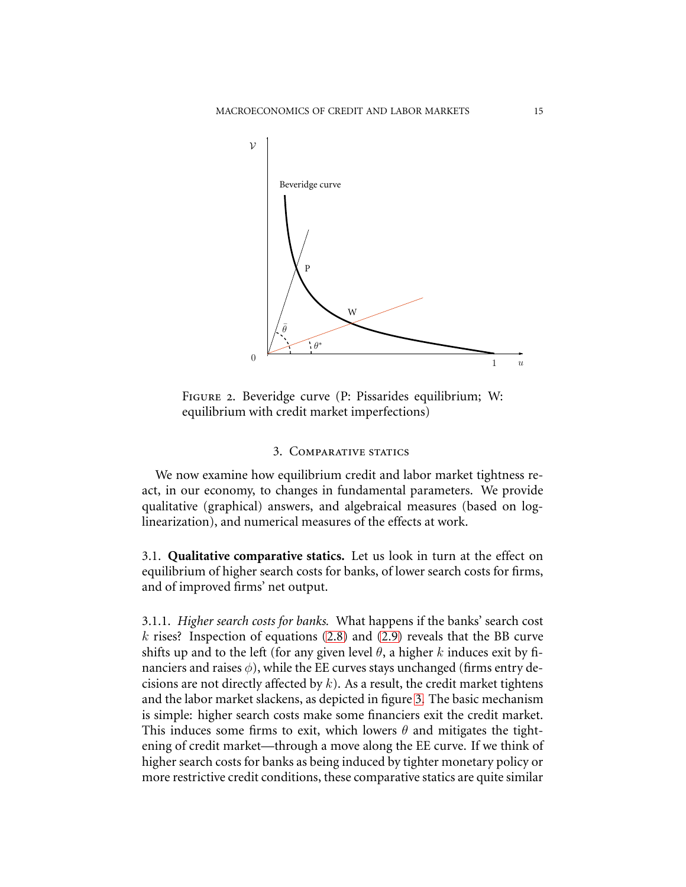FIGURE 2. Beveridge curve (P: Pissarides equilibrium; W: equilibrium with credit market imperfections)

## 3. Comparative statics

We now examine how equilibrium credit and labor market tightness react, in our economy, to changes in fundamental parameters. We provide qualitative (graphical) answers, and algebraical measures (based on log-linearization), and numerical measures of the effects at work.

### 3.1. Qualitative comparative statics.

Let us look in turn at the effect on equilibrium of higher search costs for banks, of lower search costs for firms, and of improved firms' net output.

#### 3.1.1. *Higher search costs for banks.*

What happens if the banks' search cost $k$ rises? Inspection of equations (2.8) and (2.9) reveals that the BB curve shifts up and to the left (for any given level $\theta$, a higher $k$ induces exit by financiers and raises $\phi$), while the EE curves stays unchanged (firms entry decisions are not directly affected by $k$). As a result, the credit market tightens and the labor market slackens, as depicted in figure 3. The basic mechanism is simple: higher search costs make some financiers exit the credit market. This induces some firms to exit, which lowers $\theta$ and mitigates the tightening of credit market—through a move along the EE curve. If we think of higher search costs for banks as being induced by tighter monetary policy or more restrictive credit conditions, these comparative statics are quite similar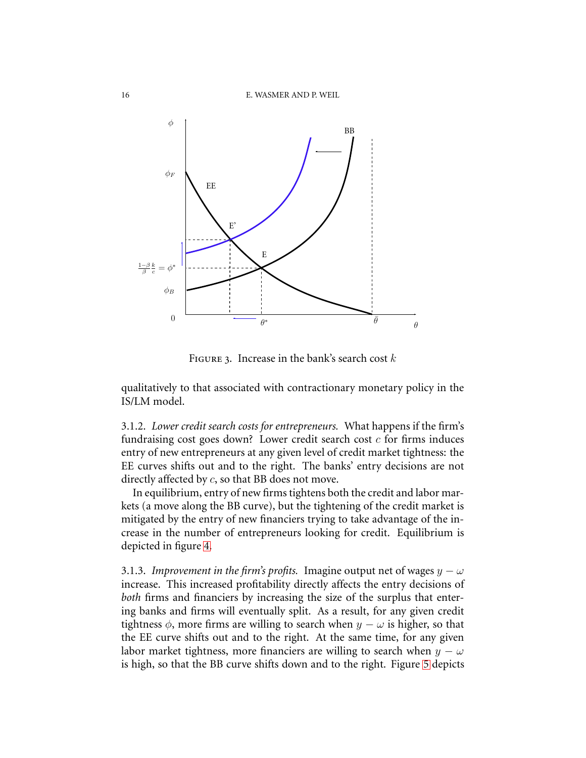FIGURE 3. Increase in the bank's search cost $k$

qualitatively to that associated with contractionary monetary policy in the IS/LM model.

3.1.2. *Lower credit search costs for entrepreneurs.* What happens if the firm's fundraising cost goes down? Lower credit search cost $c$ for firms induces entry of new entrepreneurs at any given level of credit market tightness: the EE curves shifts out and to the right. The banks' entry decisions are not directly affected by $c$, so that BB does not move.

In equilibrium, entry of new firms tightens both the credit and labor markets (a move along the BB curve), but the tightening of the credit market is mitigated by the entry of new financiers trying to take advantage of the increase in the number of entrepreneurs looking for credit. Equilibrium is depicted in figure 4.

3.1.3. *Improvement in the firm's profits.* Imagine output net of wages $y - \omega$ increase. This increased profitability directly affects the entry decisions of *both* firms and financiers by increasing the size of the surplus that entering banks and firms will eventually split. As a result, for any given credit tightness $\phi$, more firms are willing to search when $y - \omega$ is higher, so that the EE curve shifts out and to the right. At the same time, for any given labor market tightness, more financiers are willing to search when $y - \omega$ is high, so that the BB curve shifts down and to the right. Figure 5 depicts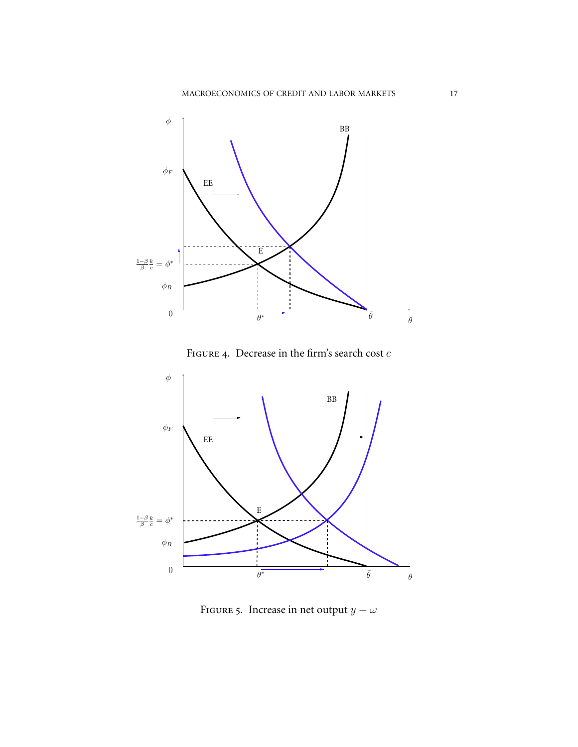FIGURE 4. Decrease in the firm's search cost $c$

FIGURE 5. Increase in net output $y - \omega$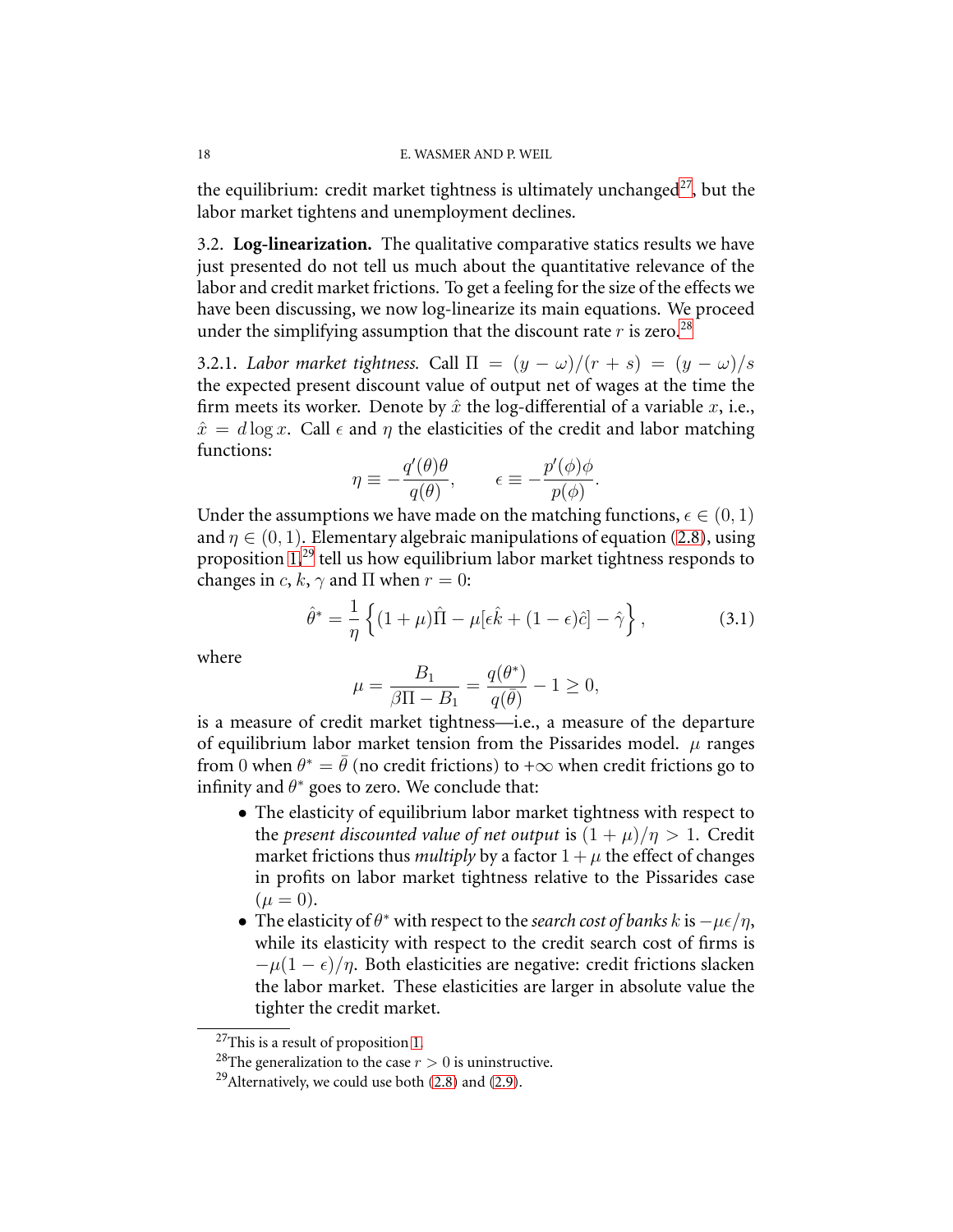the equilibrium: credit market tightness is ultimately unchanged[27], but the labor market tightens and unemployment declines.

### 3.2. **Log-linearization.**

The qualitative comparative statics results we have just presented do not tell us much about the quantitative relevance of the labor and credit market frictions. To get a feeling for the size of the effects we have been discussing, we now log-linearize its main equations. We proceed under the simplifying assumption that the discount rate $r$ is zero.[28]

3.2.1. *Labor market tightness.* Call $\Pi = (y - \omega)/(r + s) = (y - \omega)/s$ the expected present discount value of output net of wages at the time the firm meets its worker. Denote by $\hat{x}$ the log-differential of a variable $x$, i.e., $\hat{x} = d \log x$. Call $\epsilon$ and $\eta$ the elasticities of the credit and labor matching functions:

$$\eta \equiv -\frac{q'(\theta)\theta}{q(\theta)}, \qquad \epsilon \equiv -\frac{p'(\phi)\phi}{p(\phi)}.$$

Under the assumptions we have made on the matching functions, $\epsilon \in (0, 1)$ and $\eta \in (0, 1)$. Elementary algebraic manipulations of equation (2.8), using proposition 1[29] tell us how equilibrium labor market tightness responds to changes in $c$, $k$, $\gamma$ and $\Pi$ when $r = 0$:

$$\hat{\theta}^* = \frac{1}{\eta}\left\{(1 + \mu)\hat{\Pi} - \mu[\epsilon\hat{k} + (1 - \epsilon)\hat{c}] - \hat{\gamma}\right\}, \tag{3.1}$$

where

$$\mu = \frac{B_1}{\beta\Pi - B_1} = \frac{q(\theta^*)}{q(\bar{\theta})} - 1 \geq 0,$$

is a measure of credit market tightness—i.e., a measure of the departure of equilibrium labor market tension from the Pissarides model. $\mu$ ranges from 0 when $\theta^* = \bar{\theta}$ (no credit frictions) to $+\infty$ when credit frictions go to infinity and $\theta^*$ goes to zero. We conclude that:

- The elasticity of equilibrium labor market tightness with respect to the *present discounted value of net output* is $(1 + \mu)/\eta > 1$. Credit market frictions thus *multiply* by a factor $1 + \mu$ the effect of changes in profits on labor market tightness relative to the Pissarides case ($\mu = 0$).
- The elasticity of $\theta^*$ with respect to the *search cost of banks* $k$ is $-\mu\epsilon/\eta$, while its elasticity with respect to the credit search cost of firms is $-\mu(1 - \epsilon)/\eta$. Both elasticities are negative: credit frictions slacken the labor market. These elasticities are larger in absolute value the tighter the credit market.

[27] This is a result of proposition 1.

[28] The generalization to the case $r > 0$ is uninstructive.

[29] Alternatively, we could use both (2.8) and (2.9).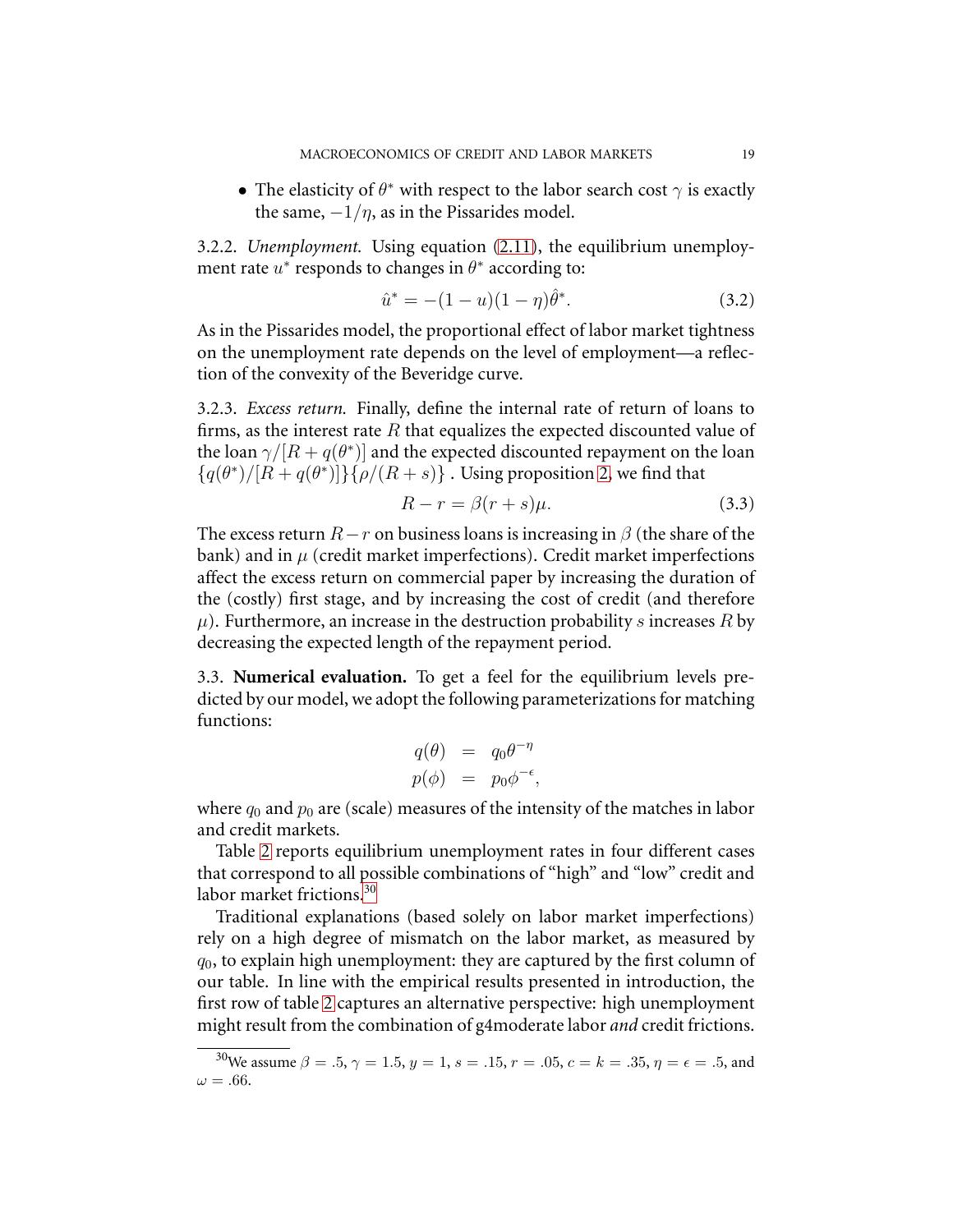- The elasticity of $\theta^*$ with respect to the labor search cost $\gamma$ is exactly the same, $-1/\eta$, as in the Pissarides model.

3.2.2. *Unemployment.* Using equation (2.11), the equilibrium unemployment rate $u^*$ responds to changes in $\theta^*$ according to:

$$\hat{u}^* = -(1-u)(1-\eta)\hat{\theta}^*. \tag{3.2}$$

As in the Pissarides model, the proportional effect of labor market tightness on the unemployment rate depends on the level of employment—a reflection of the convexity of the Beveridge curve.

3.2.3. *Excess return.* Finally, define the internal rate of return of loans to firms, as the interest rate $R$ that equalizes the expected discounted value of the loan $\gamma/[R + q(\theta^*)]$ and the expected discounted repayment on the loan $\{q(\theta^*)/[R + q(\theta^*)]\}\{\rho/(R+s)\}$ . Using proposition 2, we find that

$$R - r = \beta(r + s)\mu. \tag{3.3}$$

The excess return $R-r$ on business loans is increasing in $\beta$ (the share of the bank) and in $\mu$ (credit market imperfections). Credit market imperfections affect the excess return on commercial paper by increasing the duration of the (costly) first stage, and by increasing the cost of credit (and therefore $\mu$). Furthermore, an increase in the destruction probability $s$ increases $R$ by decreasing the expected length of the repayment period.

3.3. **Numerical evaluation.** To get a feel for the equilibrium levels predicted by our model, we adopt the following parameterizations for matching functions:

$$\begin{aligned} q(\theta) &= q_0\theta^{-\eta} \\ p(\phi) &= p_0\phi^{-\epsilon}, \end{aligned}$$

where $q_0$ and $p_0$ are (scale) measures of the intensity of the matches in labor and credit markets.

Table 2 reports equilibrium unemployment rates in four different cases that correspond to all possible combinations of "high" and "low" credit and labor market frictions.[30]

Traditional explanations (based solely on labor market imperfections) rely on a high degree of mismatch on the labor market, as measured by $q_0$, to explain high unemployment: they are captured by the first column of our table. In line with the empirical results presented in introduction, the first row of table 2 captures an alternative perspective: high unemployment might result from the combination of g4moderate labor *and* credit frictions.

[30] We assume $\beta = .5$, $\gamma = 1.5$, $y = 1$, $s = .15$, $r = .05$, $c = k = .35$, $\eta = \epsilon = .5$, and $\omega = .66$.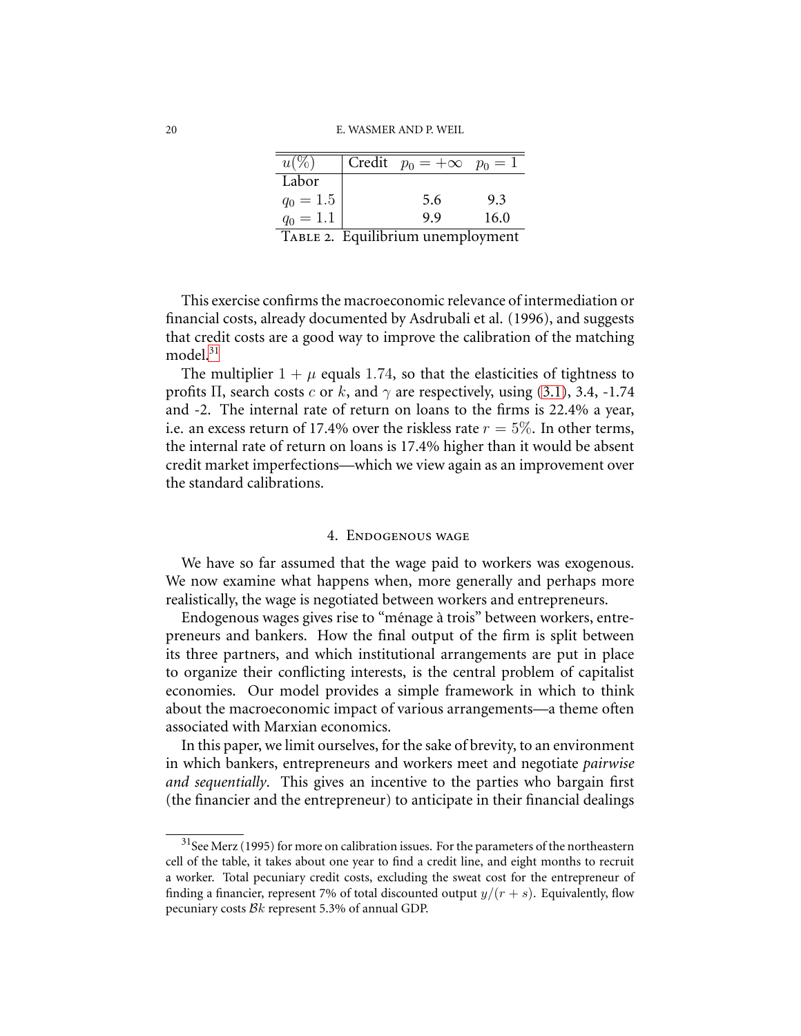| $u(\%)$ | Credit $p_0 = +\infty$ | $p_0 = 1$ |
|---|---|---|
| Labor | | |
| $q_0 = 1.5$ | 5.6 | 9.3 |
| $q_0 = 1.1$ | 9.9 | 16.0 |

TABLE 2. Equilibrium unemployment

This exercise confirms the macroeconomic relevance of intermediation or financial costs, already documented by Asdrubali et al. (1996), and suggests that credit costs are a good way to improve the calibration of the matching model.[31]

The multiplier $1 + \mu$ equals $1.74$, so that the elasticities of tightness to profits $\Pi$, search costs $c$ or $k$, and $\gamma$ are respectively, using (3.1), 3.4, -1.74 and -2. The internal rate of return on loans to the firms is 22.4% a year, i.e. an excess return of 17.4% over the riskless rate $r = 5\%$. In other terms, the internal rate of return on loans is 17.4% higher than it would be absent credit market imperfections—which we view again as an improvement over the standard calibrations.

## 4. Endogenous wage

We have so far assumed that the wage paid to workers was exogenous. We now examine what happens when, more generally and perhaps more realistically, the wage is negotiated between workers and entrepreneurs.

Endogenous wages gives rise to "ménage à trois" between workers, entrepreneurs and bankers. How the final output of the firm is split between its three partners, and which institutional arrangements are put in place to organize their conflicting interests, is the central problem of capitalist economies. Our model provides a simple framework in which to think about the macroeconomic impact of various arrangements—a theme often associated with Marxian economics.

In this paper, we limit ourselves, for the sake of brevity, to an environment in which bankers, entrepreneurs and workers meet and negotiate *pairwise and sequentially*. This gives an incentive to the parties who bargain first (the financier and the entrepreneur) to anticipate in their financial dealings

[31] See Merz (1995) for more on calibration issues. For the parameters of the northeastern cell of the table, it takes about one year to find a credit line, and eight months to recruit a worker. Total pecuniary credit costs, excluding the sweat cost for the entrepreneur of finding a financier, represent 7% of total discounted output $y/(r + s)$. Equivalently, flow pecuniary costs $\mathcal{B}k$ represent 5.3% of annual GDP.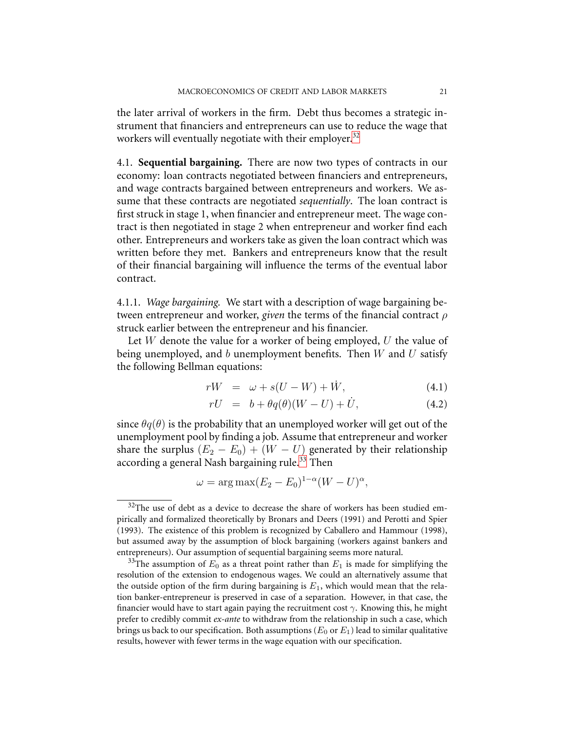the later arrival of workers in the firm. Debt thus becomes a strategic instrument that financiers and entrepreneurs can use to reduce the wage that workers will eventually negotiate with their employer.[32]

4.1. **Sequential bargaining.** There are now two types of contracts in our economy: loan contracts negotiated between financiers and entrepreneurs, and wage contracts bargained between entrepreneurs and workers. We assume that these contracts are negotiated *sequentially*. The loan contract is first struck in stage 1, when financier and entrepreneur meet. The wage contract is then negotiated in stage 2 when entrepreneur and worker find each other. Entrepreneurs and workers take as given the loan contract which was written before they met. Bankers and entrepreneurs know that the result of their financial bargaining will influence the terms of the eventual labor contract.

4.1.1. *Wage bargaining.* We start with a description of wage bargaining between entrepreneur and worker, *given* the terms of the financial contract $\rho$ struck earlier between the entrepreneur and his financier.

Let $W$ denote the value for a worker of being employed, $U$ the value of being unemployed, and $b$ unemployment benefits. Then $W$ and $U$ satisfy the following Bellman equations:

$$rW = \omega + s(U - W) + \dot{W}, \tag{4.1}$$

$$rU = b + \theta q(\theta)(W - U) + \dot{U}, \tag{4.2}$$

since $\theta q(\theta)$ is the probability that an unemployed worker will get out of the unemployment pool by finding a job. Assume that entrepreneur and worker share the surplus $(E_2 - E_0) + (W - U)$ generated by their relationship according a general Nash bargaining rule.[33] Then

$$\omega = \arg\max (E_2 - E_0)^{1-\alpha}(W - U)^{\alpha},$$

[32] The use of debt as a device to decrease the share of workers has been studied empirically and formalized theoretically by Bronars and Deers (1991) and Perotti and Spier (1993). The existence of this problem is recognized by Caballero and Hammour (1998), but assumed away by the assumption of block bargaining (workers against bankers and entrepreneurs). Our assumption of sequential bargaining seems more natural.

[33] The assumption of $E_0$ as a threat point rather than $E_1$ is made for simplifying the resolution of the extension to endogenous wages. We could an alternatively assume that the outside option of the firm during bargaining is $E_1$, which would mean that the relation banker-entrepreneur is preserved in case of a separation. However, in that case, the financier would have to start again paying the recruitment cost $\gamma$. Knowing this, he might prefer to credibly commit *ex-ante* to withdraw from the relationship in such a case, which brings us back to our specification. Both assumptions ($E_0$ or $E_1$) lead to similar qualitative results, however with fewer terms in the wage equation with our specification.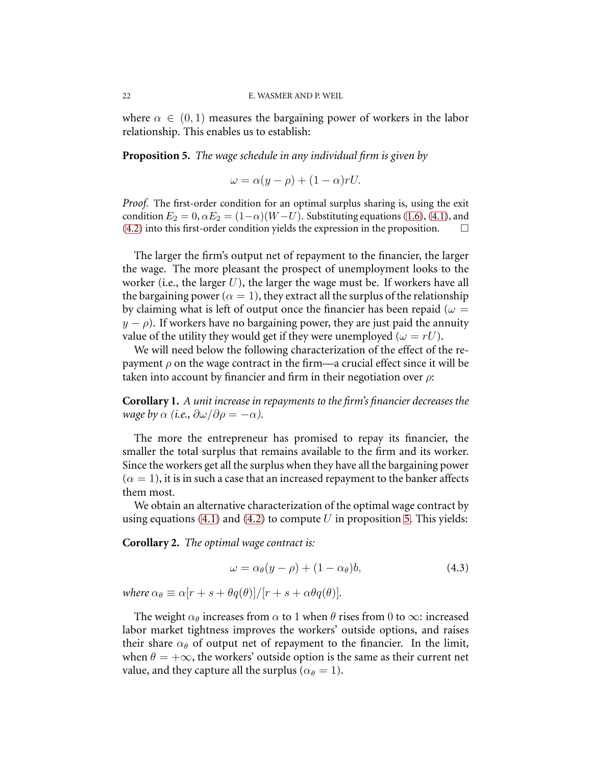where $\alpha \in (0, 1)$ measures the bargaining power of workers in the labor relationship. This enables us to establish:

**Proposition 5.** *The wage schedule in any individual firm is given by*

$$\omega = \alpha(y - \rho) + (1 - \alpha)rU.$$

*Proof.* The first-order condition for an optimal surplus sharing is, using the exit condition $E_2 = 0, \alpha E_2 = (1 - \alpha)(W - U)$. Substituting equations (1.6), (4.1), and (4.2) into this first-order condition yields the expression in the proposition. □

The larger the firm's output net of repayment to the financier, the larger the wage. The more pleasant the prospect of unemployment looks to the worker (i.e., the larger $U$), the larger the wage must be. If workers have all the bargaining power ($\alpha = 1$), they extract all the surplus of the relationship by claiming what is left of output once the financier has been repaid ($\omega = y - \rho$). If workers have no bargaining power, they are just paid the annuity value of the utility they would get if they were unemployed ($\omega = rU$).

We will need below the following characterization of the effect of the repayment $\rho$ on the wage contract in the firm—a crucial effect since it will be taken into account by financier and firm in their negotiation over $\rho$:

**Corollary 1.** *A unit increase in repayments to the firm's financier decreases the wage by $\alpha$ (i.e., $\partial\omega/\partial\rho = -\alpha$).*

The more the entrepreneur has promised to repay its financier, the smaller the total surplus that remains available to the firm and its worker. Since the workers get all the surplus when they have all the bargaining power ($\alpha = 1$), it is in such a case that an increased repayment to the banker affects them most.

We obtain an alternative characterization of the optimal wage contract by using equations (4.1) and (4.2) to compute $U$ in proposition 5. This yields:

**Corollary 2.** *The optimal wage contract is:*

$$\omega = \alpha_\theta(y - \rho) + (1 - \alpha_\theta)b, \tag{4.3}$$

*where $\alpha_\theta \equiv \alpha[r + s + \theta q(\theta)]/[r + s + \alpha\theta q(\theta)]$.*

The weight $\alpha_\theta$ increases from $\alpha$ to 1 when $\theta$ rises from 0 to $\infty$: increased labor market tightness improves the workers' outside options, and raises their share $\alpha_\theta$ of output net of repayment to the financier. In the limit, when $\theta = +\infty$, the workers' outside option is the same as their current net value, and they capture all the surplus ($\alpha_\theta = 1$).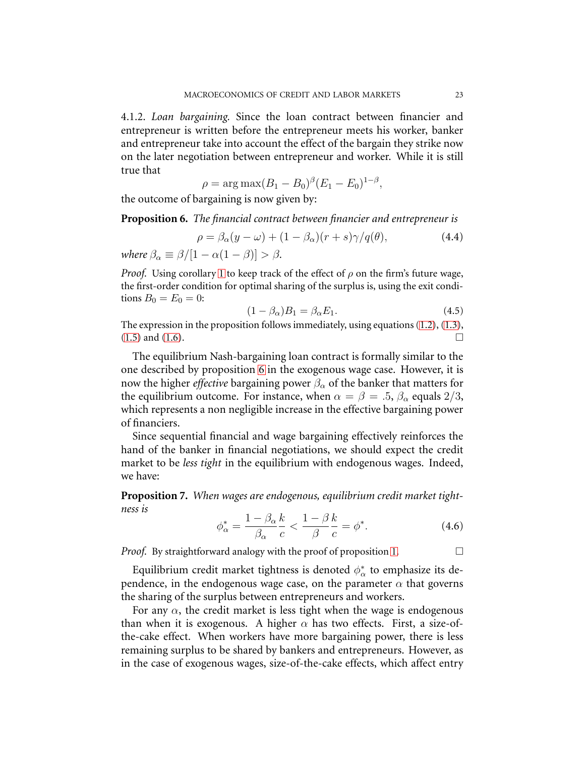4.1.2. *Loan bargaining.* Since the loan contract between financier and entrepreneur is written before the entrepreneur meets his worker, banker and entrepreneur take into account the effect of the bargain they strike now on the later negotiation between entrepreneur and worker. While it is still true that

$$\rho = \arg\max (B_1 - B_0)^\beta (E_1 - E_0)^{1-\beta},$$

the outcome of bargaining is now given by:

**Proposition 6.** *The financial contract between financier and entrepreneur is*

$$\rho = \beta_\alpha (y - \omega) + (1 - \beta_\alpha)(r + s)\gamma / q(\theta), \tag{4.4}$$

*where* $\beta_\alpha \equiv \beta / [1 - \alpha(1 - \beta)] > \beta$.

*Proof.* Using corollary 1 to keep track of the effect of $\rho$ on the firm's future wage, the first-order condition for optimal sharing of the surplus is, using the exit conditions $B_0 = E_0 = 0$:

$$(1 - \beta_\alpha) B_1 = \beta_\alpha E_1. \tag{4.5}$$

The expression in the proposition follows immediately, using equations (1.2), (1.3), (1.5) and (1.6). □

The equilibrium Nash-bargaining loan contract is formally similar to the one described by proposition 6 in the exogenous wage case. However, it is now the higher *effective* bargaining power $\beta_\alpha$ of the banker that matters for the equilibrium outcome. For instance, when $\alpha = \beta = .5$, $\beta_\alpha$ equals $2/3$, which represents a non negligible increase in the effective bargaining power of financiers.

Since sequential financial and wage bargaining effectively reinforces the hand of the banker in financial negotiations, we should expect the credit market to be *less tight* in the equilibrium with endogenous wages. Indeed, we have:

**Proposition 7.** *When wages are endogenous, equilibrium credit market tightness is*

$$\phi^*_\alpha = \frac{1 - \beta_\alpha}{\beta_\alpha} \frac{k}{c} < \frac{1 - \beta}{\beta} \frac{k}{c} = \phi^*. \tag{4.6}$$

*Proof.* By straightforward analogy with the proof of proposition 1. □

Equilibrium credit market tightness is denoted $\phi^*_\alpha$ to emphasize its dependence, in the endogenous wage case, on the parameter $\alpha$ that governs the sharing of the surplus between entrepreneurs and workers.

For any $\alpha$, the credit market is less tight when the wage is endogenous than when it is exogenous. A higher $\alpha$ has two effects. First, a size-of-the-cake effect. When workers have more bargaining power, there is less remaining surplus to be shared by bankers and entrepreneurs. However, as in the case of exogenous wages, size-of-the-cake effects, which affect entry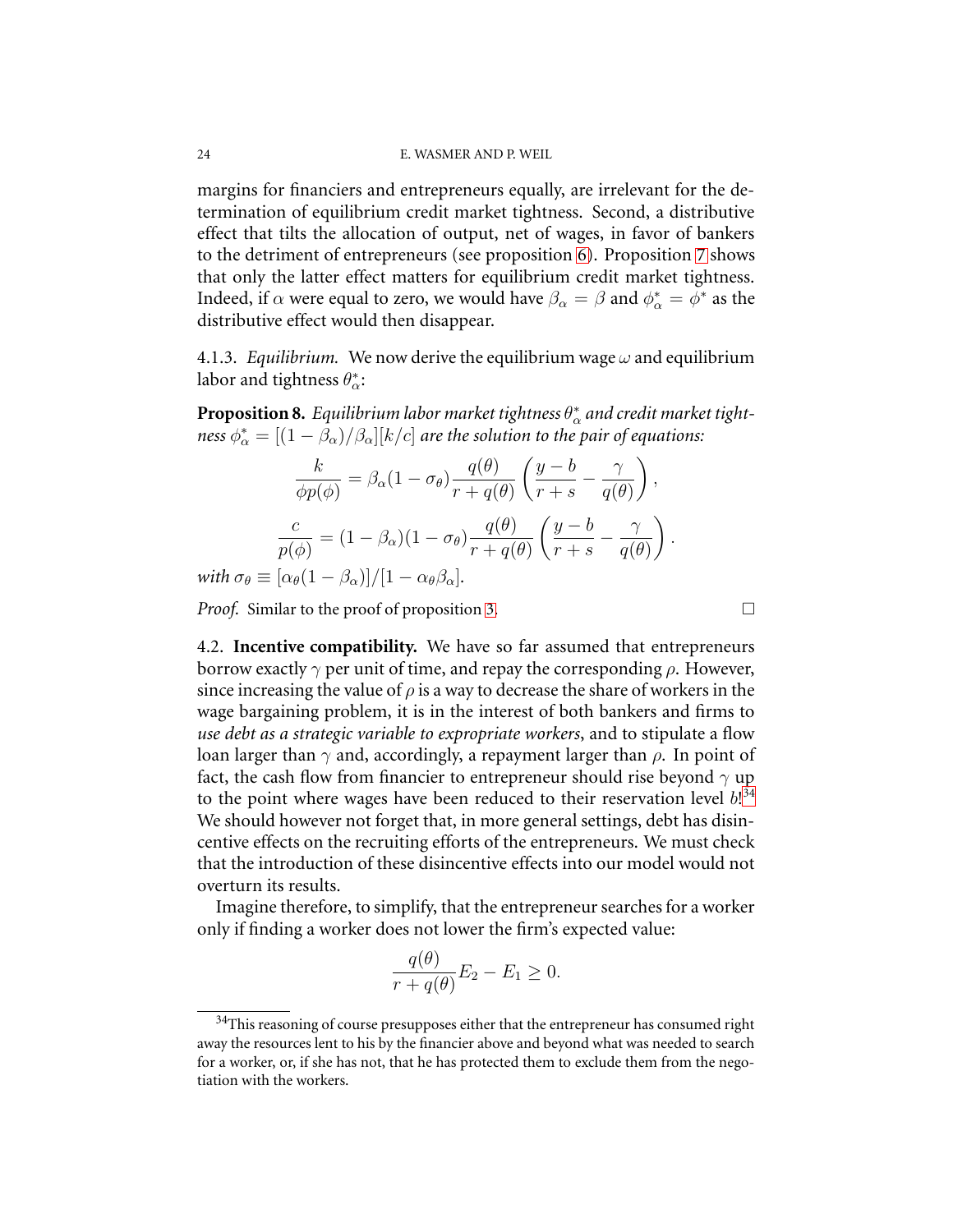margins for financiers and entrepreneurs equally, are irrelevant for the determination of equilibrium credit market tightness. Second, a distributive effect that tilts the allocation of output, net of wages, in favor of bankers to the detriment of entrepreneurs (see proposition 6). Proposition 7 shows that only the latter effect matters for equilibrium credit market tightness. Indeed, if $\alpha$ were equal to zero, we would have $\beta_\alpha = \beta$ and $\phi^*_\alpha = \phi^*$ as the distributive effect would then disappear.

4.1.3. *Equilibrium.* We now derive the equilibrium wage $\omega$ and equilibrium labor and tightness $\theta^*_\alpha$:

**Proposition 8.** *Equilibrium labor market tightness $\theta^*_\alpha$ and credit market tightness $\phi^*_\alpha = [(1-\beta_\alpha)/\beta_\alpha][k/c]$ are the solution to the pair of equations:*

$$\frac{k}{\phi p(\phi)} = \beta_\alpha (1-\sigma_\theta) \frac{q(\theta)}{r+q(\theta)} \left( \frac{y-b}{r+s} - \frac{\gamma}{q(\theta)} \right),$$

$$\frac{c}{p(\phi)} = (1-\beta_\alpha)(1-\sigma_\theta) \frac{q(\theta)}{r+q(\theta)} \left( \frac{y-b}{r+s} - \frac{\gamma}{q(\theta)} \right).$$

*with $\sigma_\theta \equiv [\alpha_\theta(1-\beta_\alpha)]/[1-\alpha_\theta\beta_\alpha]$.*

*Proof.* Similar to the proof of proposition 3. □

4.2. **Incentive compatibility.** We have so far assumed that entrepreneurs borrow exactly $\gamma$ per unit of time, and repay the corresponding $\rho$. However, since increasing the value of $\rho$ is a way to decrease the share of workers in the wage bargaining problem, it is in the interest of both bankers and firms to *use debt as a strategic variable to expropriate workers*, and to stipulate a flow loan larger than $\gamma$ and, accordingly, a repayment larger than $\rho$. In point of fact, the cash flow from financier to entrepreneur should rise beyond $\gamma$ up to the point where wages have been reduced to their reservation level $b$![34] We should however not forget that, in more general settings, debt has disincentive effects on the recruiting efforts of the entrepreneurs. We must check that the introduction of these disincentive effects into our model would not overturn its results.

Imagine therefore, to simplify, that the entrepreneur searches for a worker only if finding a worker does not lower the firm's expected value:

$$\frac{q(\theta)}{r+q(\theta)} E_2 - E_1 \geq 0.$$

[34] This reasoning of course presupposes either that the entrepreneur has consumed right away the resources lent to his by the financier above and beyond what was needed to search for a worker, or, if she has not, that he has protected them to exclude them from the negotiation with the workers.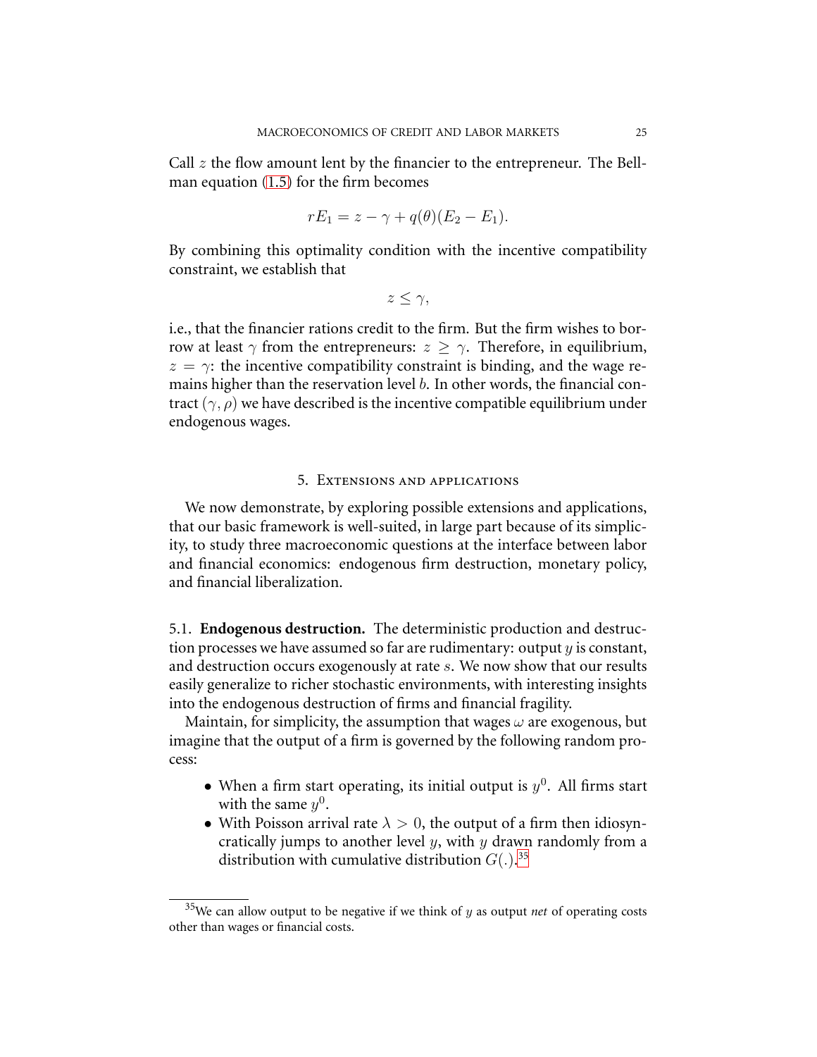Call $z$ the flow amount lent by the financier to the entrepreneur. The Bellman equation (1.5) for the firm becomes

$$rE_1 = z - \gamma + q(\theta)(E_2 - E_1).$$

By combining this optimality condition with the incentive compatibility constraint, we establish that

$$z \leq \gamma,$$

i.e., that the financier rations credit to the firm. But the firm wishes to borrow at least $\gamma$ from the entrepreneurs: $z \geq \gamma$. Therefore, in equilibrium, $z = \gamma$: the incentive compatibility constraint is binding, and the wage remains higher than the reservation level $b$. In other words, the financial contract $(\gamma, \rho)$ we have described is the incentive compatible equilibrium under endogenous wages.

## 5. Extensions and applications

We now demonstrate, by exploring possible extensions and applications, that our basic framework is well-suited, in large part because of its simplicity, to study three macroeconomic questions at the interface between labor and financial economics: endogenous firm destruction, monetary policy, and financial liberalization.

### 5.1. Endogenous destruction.

The deterministic production and destruction processes we have assumed so far are rudimentary: output $y$ is constant, and destruction occurs exogenously at rate $s$. We now show that our results easily generalize to richer stochastic environments, with interesting insights into the endogenous destruction of firms and financial fragility.

Maintain, for simplicity, the assumption that wages $\omega$ are exogenous, but imagine that the output of a firm is governed by the following random process:

- When a firm start operating, its initial output is $y^0$. All firms start with the same $y^0$.
- With Poisson arrival rate $\lambda > 0$, the output of a firm then idiosyncratically jumps to another level $y$, with $y$ drawn randomly from a distribution with cumulative distribution $G(.)$.[35]

[35] We can allow output to be negative if we think of $y$ as output *net* of operating costs other than wages or financial costs.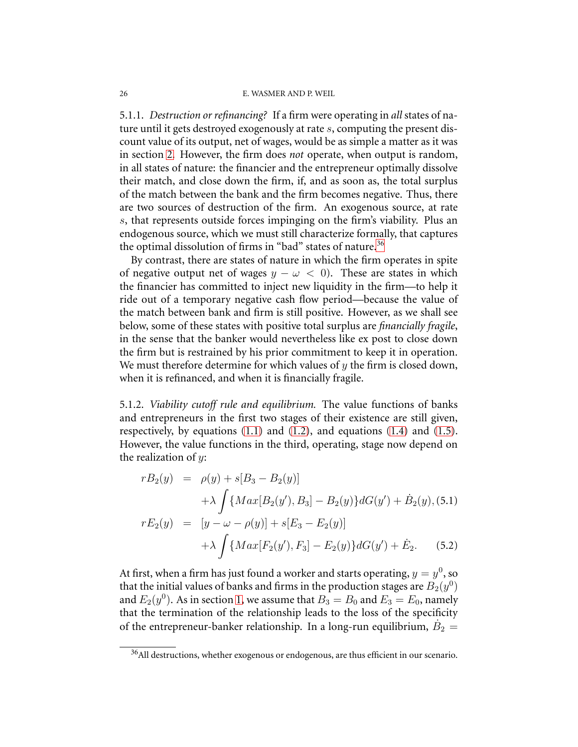5.1.1. *Destruction or refinancing?* If a firm were operating in *all* states of nature until it gets destroyed exogenously at rate $s$, computing the present discount value of its output, net of wages, would be as simple a matter as it was in section 2. However, the firm does *not* operate, when output is random, in all states of nature: the financier and the entrepreneur optimally dissolve their match, and close down the firm, if, and as soon as, the total surplus of the match between the bank and the firm becomes negative. Thus, there are two sources of destruction of the firm. An exogenous source, at rate $s$, that represents outside forces impinging on the firm's viability. Plus an endogenous source, which we must still characterize formally, that captures the optimal dissolution of firms in "bad" states of nature.[36]

By contrast, there are states of nature in which the firm operates in spite of negative output net of wages $y - \omega < 0$). These are states in which the financier has committed to inject new liquidity in the firm—to help it ride out of a temporary negative cash flow period—because the value of the match between bank and firm is still positive. However, as we shall see below, some of these states with positive total surplus are *financially fragile*, in the sense that the banker would nevertheless like ex post to close down the firm but is restrained by his prior commitment to keep it in operation. We must therefore determine for which values of $y$ the firm is closed down, when it is refinanced, and when it is financially fragile.

5.1.2. *Viability cutoff rule and equilibrium.* The value functions of banks and entrepreneurs in the first two stages of their existence are still given, respectively, by equations (1.1) and (1.2), and equations (1.4) and (1.5). However, the value functions in the third, operating, stage now depend on the realization of $y$:

$$
\begin{aligned}
rB_2(y) &= \rho(y) + s[B_3 - B_2(y)] \\
&\quad + \lambda \int \{Max[B_2(y'), B_3] - B_2(y)\} dG(y') + \dot{B}_2(y), \quad (5.1) \\
rE_2(y) &= [y - \omega - \rho(y)] + s[E_3 - E_2(y)] \\
&\quad + \lambda \int \{Max[F_2(y'), F_3] - E_2(y)\} dG(y') + \dot{E}_2. \quad (5.2)
\end{aligned}
$$

At first, when a firm has just found a worker and starts operating, $y = y^0$, so that the initial values of banks and firms in the production stages are $B_2(y^0)$ and $E_2(y^0)$. As in section 1, we assume that $B_3 = B_0$ and $E_3 = E_0$, namely that the termination of the relationship leads to the loss of the specificity of the entrepreneur-banker relationship. In a long-run equilibrium, $\dot{B}_2 =$

[36] All destructions, whether exogenous or endogenous, are thus efficient in our scenario.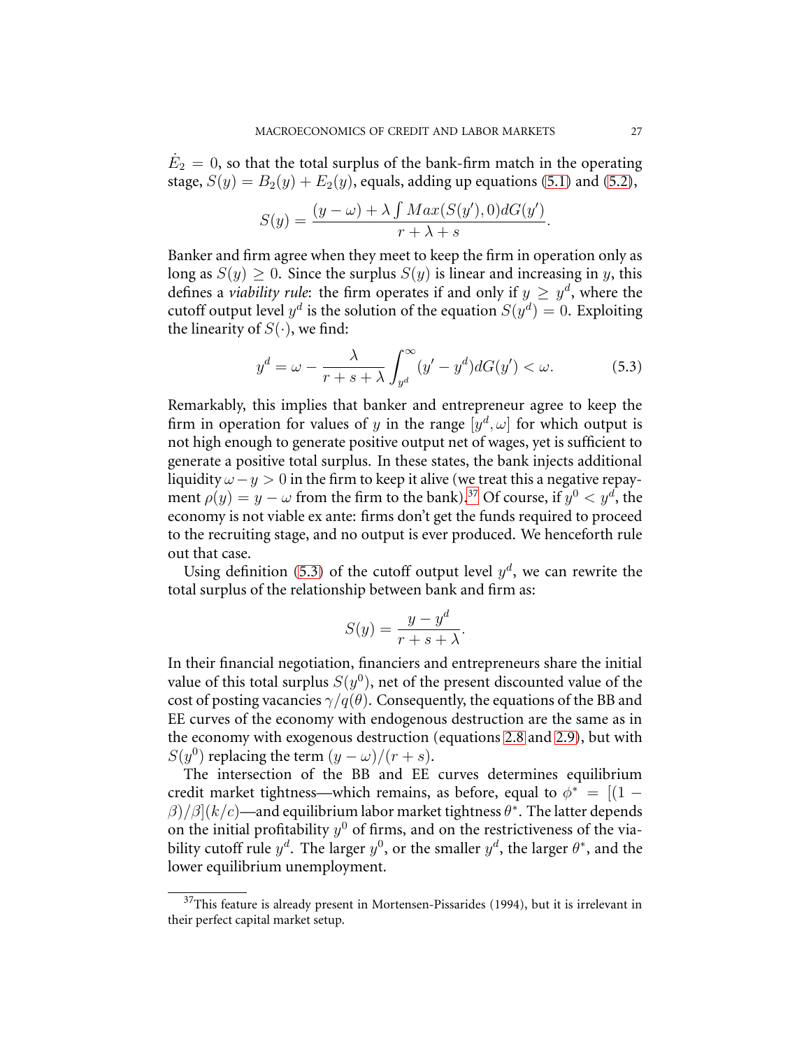$\dot{E}_2 = 0$, so that the total surplus of the bank-firm match in the operating stage, $S(y) = B_2(y) + E_2(y)$, equals, adding up equations (5.1) and (5.2),

$$S(y) = \frac{(y - \omega) + \lambda \int Max(S(y'), 0)dG(y')}{r + \lambda + s}.$$

Banker and firm agree when they meet to keep the firm in operation only as long as $S(y) \geq 0$. Since the surplus $S(y)$ is linear and increasing in $y$, this defines a *viability rule*: the firm operates if and only if $y \geq y^d$, where the cutoff output level $y^d$ is the solution of the equation $S(y^d) = 0$. Exploiting the linearity of $S(\cdot)$, we find:

$$y^d = \omega - \frac{\lambda}{r + s + \lambda} \int_{y^d}^{\infty} (y' - y^d)dG(y') < \omega. \tag{5.3}$$

Remarkably, this implies that banker and entrepreneur agree to keep the firm in operation for values of $y$ in the range $[y^d, \omega]$ for which output is not high enough to generate positive output net of wages, yet is sufficient to generate a positive total surplus. In these states, the bank injects additional liquidity $\omega - y > 0$ in the firm to keep it alive (we treat this a negative repayment $\rho(y) = y - \omega$ from the firm to the bank).[37] Of course, if $y^0 < y^d$, the economy is not viable ex ante: firms don't get the funds required to proceed to the recruiting stage, and no output is ever produced. We henceforth rule out that case.

Using definition (5.3) of the cutoff output level $y^d$, we can rewrite the total surplus of the relationship between bank and firm as:

$$S(y) = \frac{y - y^d}{r + s + \lambda}.$$

In their financial negotiation, financiers and entrepreneurs share the initial value of this total surplus $S(y^0)$, net of the present discounted value of the cost of posting vacancies $\gamma/q(\theta)$. Consequently, the equations of the BB and EE curves of the economy with endogenous destruction are the same as in the economy with exogenous destruction (equations 2.8 and 2.9), but with $S(y^0)$ replacing the term $(y - \omega)/(r + s)$.

The intersection of the BB and EE curves determines equilibrium credit market tightness—which remains, as before, equal to $\phi^* = [(1 - \beta)/\beta](k/c)$—and equilibrium labor market tightness $\theta^*$. The latter depends on the initial profitability $y^0$ of firms, and on the restrictiveness of the viability cutoff rule $y^d$. The larger $y^0$, or the smaller $y^d$, the larger $\theta^*$, and the lower equilibrium unemployment.

---

[37] This feature is already present in Mortensen-Pissarides (1994), but it is irrelevant in their perfect capital market setup.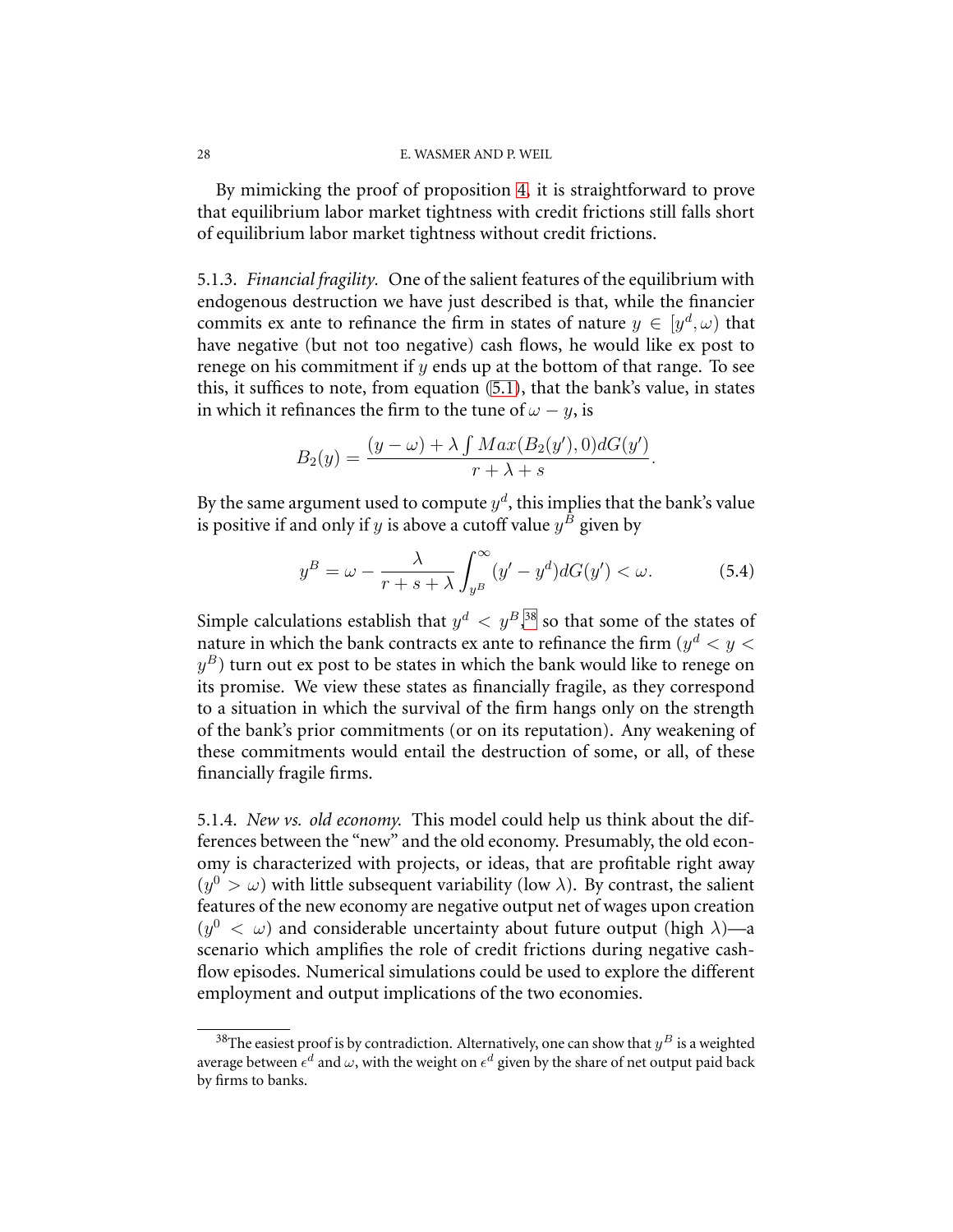By mimicking the proof of proposition 4, it is straightforward to prove that equilibrium labor market tightness with credit frictions still falls short of equilibrium labor market tightness without credit frictions.

5.1.3. *Financial fragility.* One of the salient features of the equilibrium with endogenous destruction we have just described is that, while the financier commits ex ante to refinance the firm in states of nature $y \in [y^d, \omega)$ that have negative (but not too negative) cash flows, he would like ex post to renege on his commitment if $y$ ends up at the bottom of that range. To see this, it suffices to note, from equation (5.1), that the bank's value, in states in which it refinances the firm to the tune of $\omega - y$, is

$$B_2(y) = \frac{(y - \omega) + \lambda \int Max(B_2(y'), 0) dG(y')}{r + \lambda + s}.$$

By the same argument used to compute $y^d$, this implies that the bank's value is positive if and only if $y$ is above a cutoff value $y^B$ given by

$$y^B = \omega - \frac{\lambda}{r + s + \lambda} \int_{y^B}^{\infty} (y' - y^d) dG(y') < \omega. \tag{5.4}$$

Simple calculations establish that $y^d < y^B$,[38] so that some of the states of nature in which the bank contracts ex ante to refinance the firm ($y^d < y < y^B$) turn out ex post to be states in which the bank would like to renege on its promise. We view these states as financially fragile, as they correspond to a situation in which the survival of the firm hangs only on the strength of the bank's prior commitments (or on its reputation). Any weakening of these commitments would entail the destruction of some, or all, of these financially fragile firms.

5.1.4. *New vs. old economy.* This model could help us think about the differences between the "new" and the old economy. Presumably, the old economy is characterized with projects, or ideas, that are profitable right away ($y^0 > \omega$) with little subsequent variability (low $\lambda$). By contrast, the salient features of the new economy are negative output net of wages upon creation ($y^0 < \omega$) and considerable uncertainty about future output (high $\lambda$)—a scenario which amplifies the role of credit frictions during negative cash-flow episodes. Numerical simulations could be used to explore the different employment and output implications of the two economies.

[38] The easiest proof is by contradiction. Alternatively, one can show that $y^B$ is a weighted average between $\epsilon^d$ and $\omega$, with the weight on $\epsilon^d$ given by the share of net output paid back by firms to banks.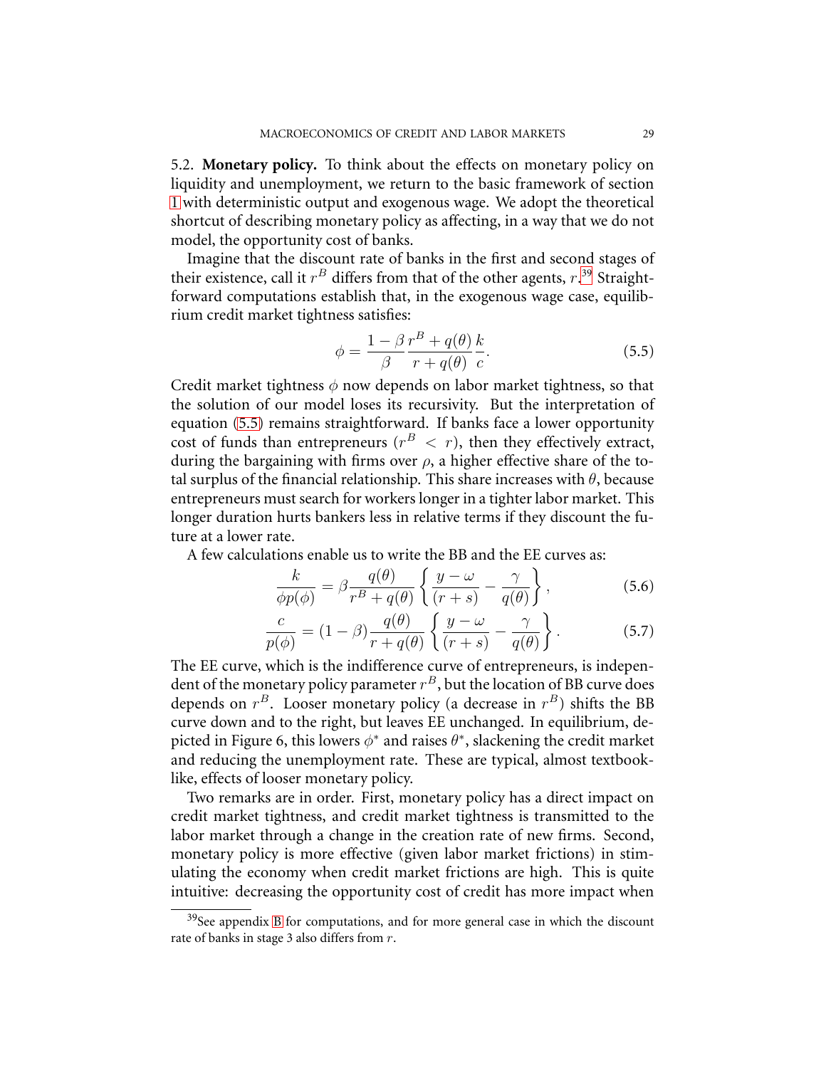5.2. **Monetary policy.** To think about the effects on monetary policy on liquidity and unemployment, we return to the basic framework of section 1 with deterministic output and exogenous wage. We adopt the theoretical shortcut of describing monetary policy as affecting, in a way that we do not model, the opportunity cost of banks.

Imagine that the discount rate of banks in the first and second stages of their existence, call it $r^B$ differs from that of the other agents, $r$.[39] Straightforward computations establish that, in the exogenous wage case, equilibrium credit market tightness satisfies:

$$\phi = \frac{1-\beta}{\beta} \frac{r^B + q(\theta)}{r + q(\theta)} \frac{k}{c}. \tag{5.5}$$

Credit market tightness $\phi$ now depends on labor market tightness, so that the solution of our model loses its recursivity. But the interpretation of equation (5.5) remains straightforward. If banks face a lower opportunity cost of funds than entrepreneurs ($r^B < r$), then they effectively extract, during the bargaining with firms over $\rho$, a higher effective share of the total surplus of the financial relationship. This share increases with $\theta$, because entrepreneurs must search for workers longer in a tighter labor market. This longer duration hurts bankers less in relative terms if they discount the future at a lower rate.

A few calculations enable us to write the BB and the EE curves as:

$$\frac{k}{\phi p(\phi)} = \beta \frac{q(\theta)}{r^B + q(\theta)} \left\{ \frac{y - \omega}{(r+s)} - \frac{\gamma}{q(\theta)} \right\}, \tag{5.6}$$

$$\frac{c}{p(\phi)} = (1-\beta) \frac{q(\theta)}{r + q(\theta)} \left\{ \frac{y - \omega}{(r+s)} - \frac{\gamma}{q(\theta)} \right\}. \tag{5.7}$$

The EE curve, which is the indifference curve of entrepreneurs, is independent of the monetary policy parameter $r^B$, but the location of BB curve does depends on $r^B$. Looser monetary policy (a decrease in $r^B$) shifts the BB curve down and to the right, but leaves EE unchanged. In equilibrium, depicted in Figure 6, this lowers $\phi^*$ and raises $\theta^*$, slackening the credit market and reducing the unemployment rate. These are typical, almost textbook-like, effects of looser monetary policy.

Two remarks are in order. First, monetary policy has a direct impact on credit market tightness, and credit market tightness is transmitted to the labor market through a change in the creation rate of new firms. Second, monetary policy is more effective (given labor market frictions) in stimulating the economy when credit market frictions are high. This is quite intuitive: decreasing the opportunity cost of credit has more impact when

[39] See appendix B for computations, and for more general case in which the discount rate of banks in stage 3 also differs from $r$.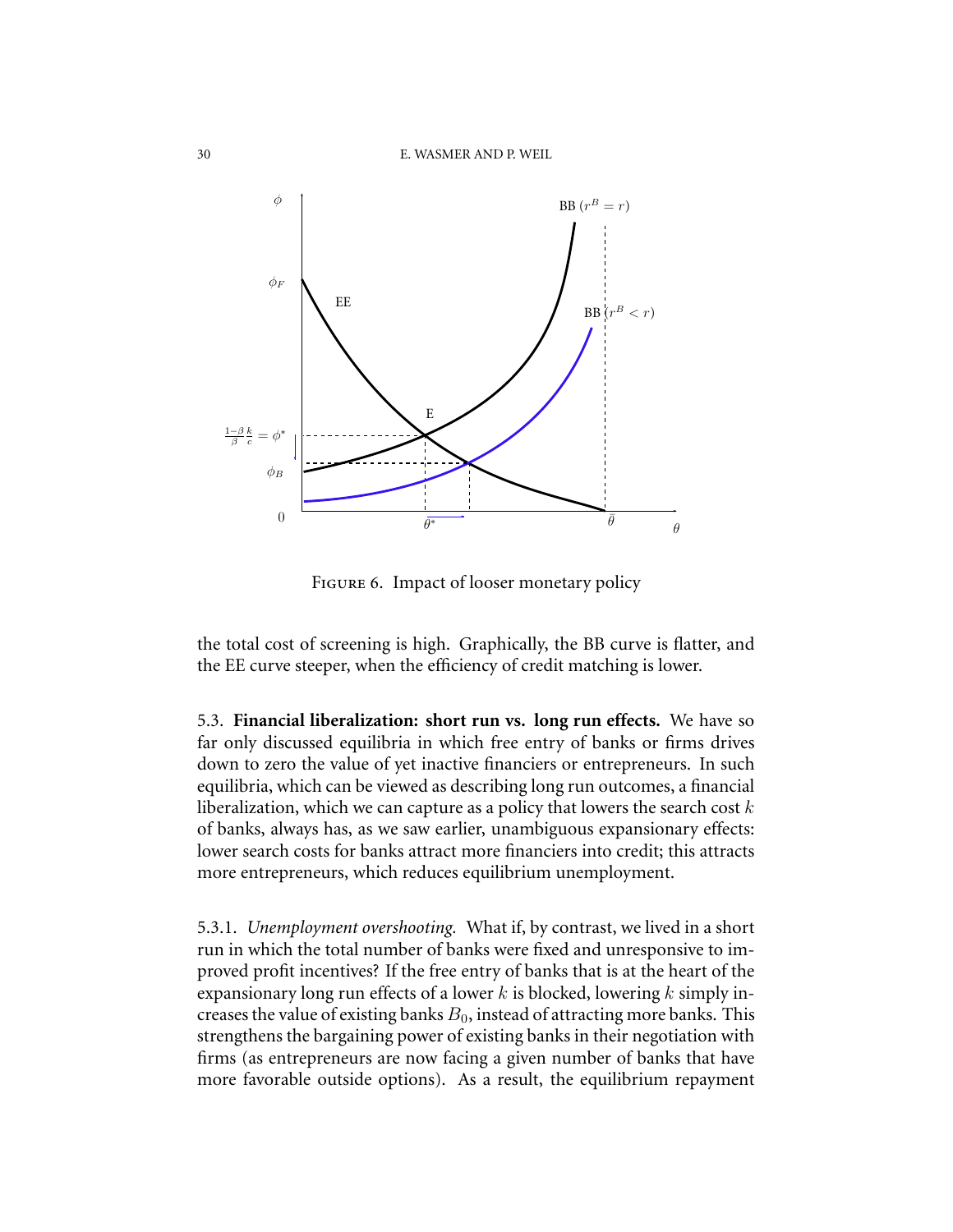FIGURE 6. Impact of looser monetary policy

the total cost of screening is high. Graphically, the BB curve is flatter, and the EE curve steeper, when the efficiency of credit matching is lower.

5.3. **Financial liberalization: short run vs. long run effects.** We have so far only discussed equilibria in which free entry of banks or firms drives down to zero the value of yet inactive financiers or entrepreneurs. In such equilibria, which can be viewed as describing long run outcomes, a financial liberalization, which we can capture as a policy that lowers the search cost $k$ of banks, always has, as we saw earlier, unambiguous expansionary effects: lower search costs for banks attract more financiers into credit; this attracts more entrepreneurs, which reduces equilibrium unemployment.

5.3.1. *Unemployment overshooting.* What if, by contrast, we lived in a short run in which the total number of banks were fixed and unresponsive to improved profit incentives? If the free entry of banks that is at the heart of the expansionary long run effects of a lower $k$ is blocked, lowering $k$ simply increases the value of existing banks $B_0$, instead of attracting more banks. This strengthens the bargaining power of existing banks in their negotiation with firms (as entrepreneurs are now facing a given number of banks that have more favorable outside options). As a result, the equilibrium repayment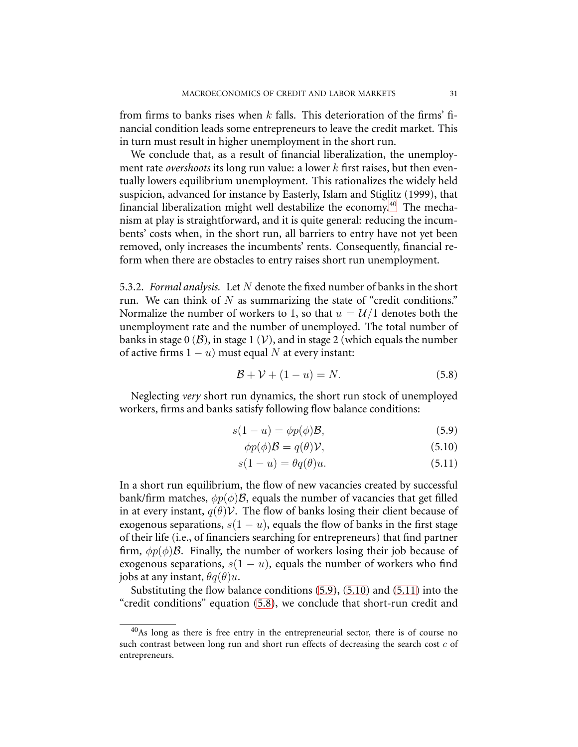from firms to banks rises when $k$ falls. This deterioration of the firms' financial condition leads some entrepreneurs to leave the credit market. This in turn must result in higher unemployment in the short run.

We conclude that, as a result of financial liberalization, the unemployment rate *overshoots* its long run value: a lower $k$ first raises, but then eventually lowers equilibrium unemployment. This rationalizes the widely held suspicion, advanced for instance by Easterly, Islam and Stiglitz (1999), that financial liberalization might well destabilize the economy.[40] The mechanism at play is straightforward, and it is quite general: reducing the incumbents' costs when, in the short run, all barriers to entry have not yet been removed, only increases the incumbents' rents. Consequently, financial reform when there are obstacles to entry raises short run unemployment.

5.3.2. *Formal analysis.* Let $N$ denote the fixed number of banks in the short run. We can think of $N$ as summarizing the state of "credit conditions." Normalize the number of workers to 1, so that $u = \mathcal{U}/1$ denotes both the unemployment rate and the number of unemployed. The total number of banks in stage 0 ($\mathcal{B}$), in stage 1 ($\mathcal{V}$), and in stage 2 (which equals the number of active firms $1-u$) must equal $N$ at every instant:

$$\mathcal{B} + \mathcal{V} + (1-u) = N. \tag{5.8}$$

Neglecting *very* short run dynamics, the short run stock of unemployed workers, firms and banks satisfy following flow balance conditions:

$$s(1-u) = \phi p(\phi)\mathcal{B}, \tag{5.9}$$

$$\phi p(\phi)\mathcal{B} = q(\theta)\mathcal{V}, \tag{5.10}$$

$$s(1-u) = \theta q(\theta)u. \tag{5.11}$$

In a short run equilibrium, the flow of new vacancies created by successful bank/firm matches, $\phi p(\phi)\mathcal{B}$, equals the number of vacancies that get filled in at every instant, $q(\theta)\mathcal{V}$. The flow of banks losing their client because of exogenous separations, $s(1-u)$, equals the flow of banks in the first stage of their life (i.e., of financiers searching for entrepreneurs) that find partner firm, $\phi p(\phi)\mathcal{B}$. Finally, the number of workers losing their job because of exogenous separations, $s(1-u)$, equals the number of workers who find jobs at any instant, $\theta q(\theta)u$.

Substituting the flow balance conditions (5.9), (5.10) and (5.11) into the "credit conditions" equation (5.8), we conclude that short-run credit and

[40] As long as there is free entry in the entrepreneurial sector, there is of course no such contrast between long run and short run effects of decreasing the search cost $c$ of entrepreneurs.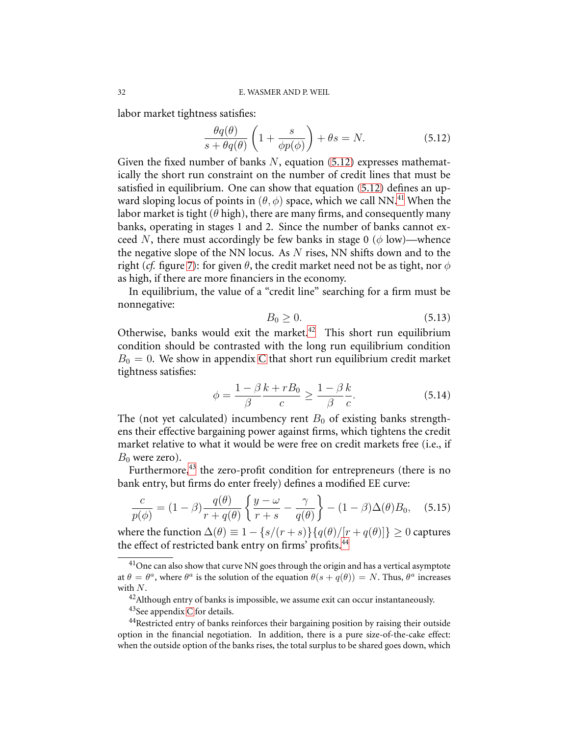labor market tightness satisfies:

$$\frac{\theta q(\theta)}{s + \theta q(\theta)} \left(1 + \frac{s}{\phi p(\phi)}\right) + \theta s = N. \tag{5.12}$$

Given the fixed number of banks $N$, equation (5.12) expresses mathematically the short run constraint on the number of credit lines that must be satisfied in equilibrium. One can show that equation (5.12) defines an upward sloping locus of points in $(\theta, \phi)$ space, which we call NN.[41] When the labor market is tight ($\theta$ high), there are many firms, and consequently many banks, operating in stages 1 and 2. Since the number of banks cannot exceed $N$, there must accordingly be few banks in stage 0 ($\phi$ low)—whence the negative slope of the NN locus. As $N$ rises, NN shifts down and to the right (*cf.* figure 7): for given $\theta$, the credit market need not be as tight, nor $\phi$ as high, if there are more financiers in the economy.

In equilibrium, the value of a "credit line" searching for a firm must be nonnegative:

$$B_0 \geq 0. \tag{5.13}$$

Otherwise, banks would exit the market.[42] This short run equilibrium condition should be contrasted with the long run equilibrium condition $B_0 = 0$. We show in appendix C that short run equilibrium credit market tightness satisfies:

$$\phi = \frac{1-\beta}{\beta} \frac{k + rB_0}{c} \geq \frac{1-\beta}{\beta} \frac{k}{c}. \tag{5.14}$$

The (not yet calculated) incumbency rent $B_0$ of existing banks strengthens their effective bargaining power against firms, which tightens the credit market relative to what it would be were free on credit markets free (i.e., if $B_0$ were zero).

Furthermore,[43] the zero-profit condition for entrepreneurs (there is no bank entry, but firms do enter freely) defines a modified EE curve:

$$\frac{c}{p(\phi)} = (1-\beta) \frac{q(\theta)}{r + q(\theta)} \left\{ \frac{y - \omega}{r + s} - \frac{\gamma}{q(\theta)} \right\} - (1-\beta)\Delta(\theta) B_0, \tag{5.15}$$

where the function $\Delta(\theta) \equiv 1 - \{s/(r+s)\}\{q(\theta)/[r + q(\theta)]\} \geq 0$ captures the effect of restricted bank entry on firms' profits.[44]

---

[41] One can also show that curve NN goes through the origin and has a vertical asymptote at $\theta = \theta^a$, where $\theta^a$ is the solution of the equation $\theta(s + q(\theta)) = N$. Thus, $\theta^a$ increases with $N$.

[42] Although entry of banks is impossible, we assume exit can occur instantaneously.

[43] See appendix C for details.

[44] Restricted entry of banks reinforces their bargaining position by raising their outside option in the financial negotiation. In addition, there is a pure size-of-the-cake effect: when the outside option of the banks rises, the total surplus to be shared goes down, which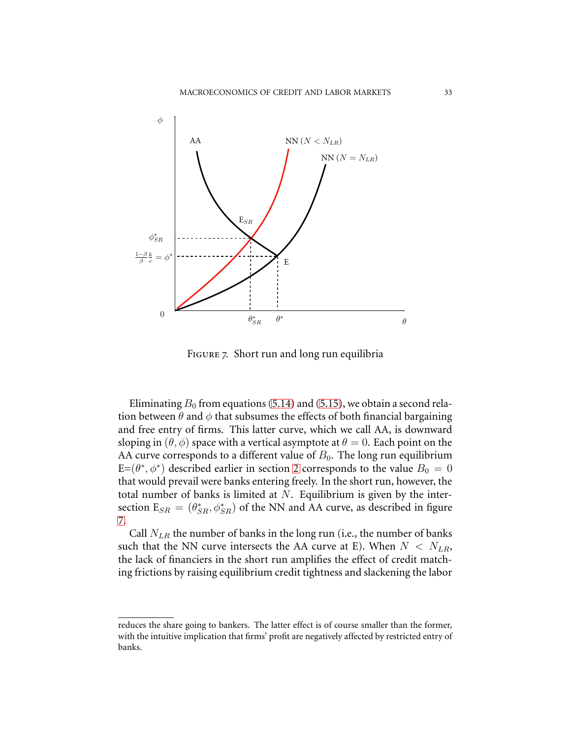FIGURE 7. Short run and long run equilibria

Eliminating $B_0$ from equations (5.14) and (5.15), we obtain a second relation between $\theta$ and $\phi$ that subsumes the effects of both financial bargaining and free entry of firms. This latter curve, which we call AA, is downward sloping in $(\theta, \phi)$ space with a vertical asymptote at $\theta = 0$. Each point on the AA curve corresponds to a different value of $B_0$. The long run equilibrium E=$(\theta^*, \phi^*)$ described earlier in section 2 corresponds to the value $B_0 = 0$ that would prevail were banks entering freely. In the short run, however, the total number of banks is limited at $N$. Equilibrium is given by the intersection $\text{E}_{SR} = (\theta^*_{SR}, \phi^*_{SR})$ of the NN and AA curve, as described in figure 7.

Call $N_{LR}$ the number of banks in the long run (i.e., the number of banks such that the NN curve intersects the AA curve at E). When $N < N_{LR}$, the lack of financiers in the short run amplifies the effect of credit matching frictions by raising equilibrium credit tightness and slackening the labor

---

reduces the share going to bankers. The latter effect is of course smaller than the former, with the intuitive implication that firms' profit are negatively affected by restricted entry of banks.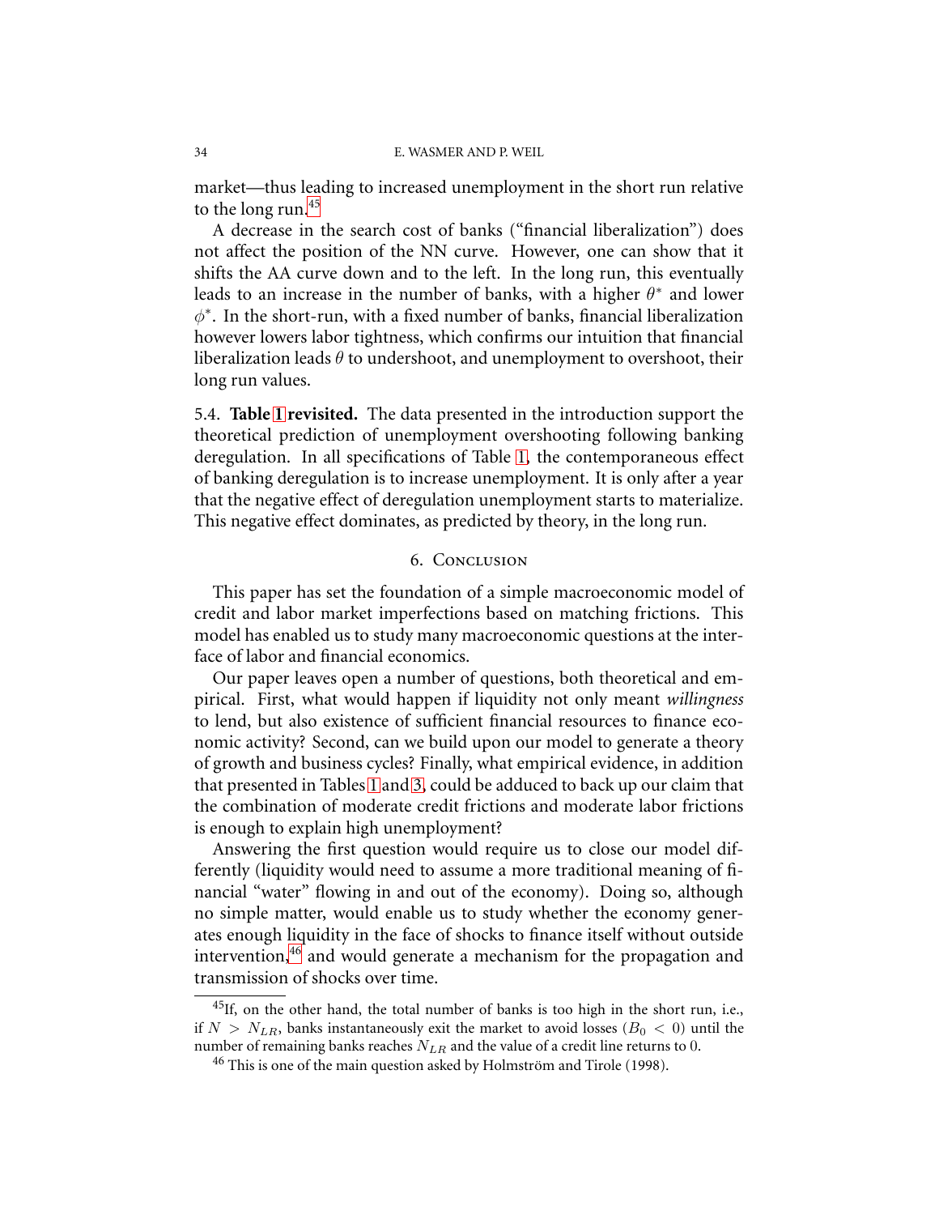market—thus leading to increased unemployment in the short run relative to the long run.[45]

A decrease in the search cost of banks ("financial liberalization") does not affect the position of the NN curve. However, one can show that it shifts the AA curve down and to the left. In the long run, this eventually leads to an increase in the number of banks, with a higher $\theta^*$ and lower $\phi^*$. In the short-run, with a fixed number of banks, financial liberalization however lowers labor tightness, which confirms our intuition that financial liberalization leads $\theta$ to undershoot, and unemployment to overshoot, their long run values.

### 5.4. Table 1 revisited.

The data presented in the introduction support the theoretical prediction of unemployment overshooting following banking deregulation. In all specifications of Table 1, the contemporaneous effect of banking deregulation is to increase unemployment. It is only after a year that the negative effect of deregulation unemployment starts to materialize. This negative effect dominates, as predicted by theory, in the long run.

## 6. Conclusion

This paper has set the foundation of a simple macroeconomic model of credit and labor market imperfections based on matching frictions. This model has enabled us to study many macroeconomic questions at the interface of labor and financial economics.

Our paper leaves open a number of questions, both theoretical and empirical. First, what would happen if liquidity not only meant *willingness* to lend, but also existence of sufficient financial resources to finance economic activity? Second, can we build upon our model to generate a theory of growth and business cycles? Finally, what empirical evidence, in addition that presented in Tables 1 and 3, could be adduced to back up our claim that the combination of moderate credit frictions and moderate labor frictions is enough to explain high unemployment?

Answering the first question would require us to close our model differently (liquidity would need to assume a more traditional meaning of financial "water" flowing in and out of the economy). Doing so, although no simple matter, would enable us to study whether the economy generates enough liquidity in the face of shocks to finance itself without outside intervention,[46] and would generate a mechanism for the propagation and transmission of shocks over time.

---

[45] If, on the other hand, the total number of banks is too high in the short run, i.e., if $N > N_{LR}$, banks instantaneously exit the market to avoid losses ($B_0 < 0$) until the number of remaining banks reaches $N_{LR}$ and the value of a credit line returns to 0.

[46] This is one of the main question asked by Holmström and Tirole (1998).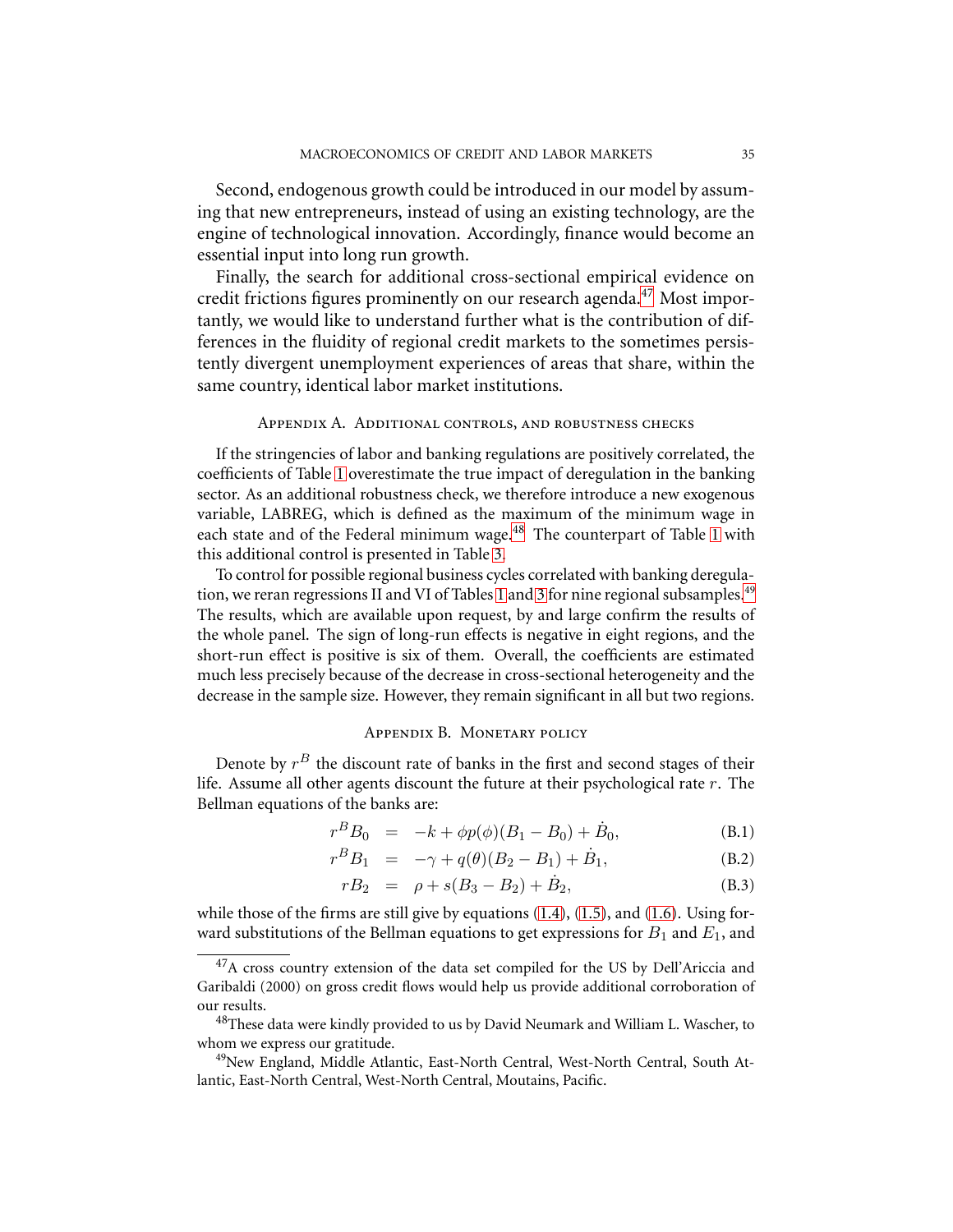Second, endogenous growth could be introduced in our model by assuming that new entrepreneurs, instead of using an existing technology, are the engine of technological innovation. Accordingly, finance would become an essential input into long run growth.

Finally, the search for additional cross-sectional empirical evidence on credit frictions figures prominently on our research agenda.[47] Most importantly, we would like to understand further what is the contribution of differences in the fluidity of regional credit markets to the sometimes persistently divergent unemployment experiences of areas that share, within the same country, identical labor market institutions.

## Appendix A. Additional controls, and robustness checks

If the stringencies of labor and banking regulations are positively correlated, the coefficients of Table 1 overestimate the true impact of deregulation in the banking sector. As an additional robustness check, we therefore introduce a new exogenous variable, LABREG, which is defined as the maximum of the minimum wage in each state and of the Federal minimum wage.[48] The counterpart of Table 1 with this additional control is presented in Table 3.

To control for possible regional business cycles correlated with banking deregulation, we reran regressions II and VI of Tables 1 and 3 for nine regional subsamples.[49] The results, which are available upon request, by and large confirm the results of the whole panel. The sign of long-run effects is negative in eight regions, and the short-run effect is positive is six of them. Overall, the coefficients are estimated much less precisely because of the decrease in cross-sectional heterogeneity and the decrease in the sample size. However, they remain significant in all but two regions.

## Appendix B. Monetary policy

Denote by $r^B$ the discount rate of banks in the first and second stages of their life. Assume all other agents discount the future at their psychological rate $r$. The Bellman equations of the banks are:

$$r^B B_0 = -k + \phi p(\phi)(B_1 - B_0) + \dot{B}_0, \tag{B.1}$$

$$r^B B_1 = -\gamma + q(\theta)(B_2 - B_1) + \dot{B}_1, \tag{B.2}$$

$$r B_2 = \rho + s(B_3 - B_2) + \dot{B}_2, \tag{B.3}$$

while those of the firms are still give by equations (1.4), (1.5), and (1.6). Using forward substitutions of the Bellman equations to get expressions for $B_1$ and $E_1$, and

---

[47] A cross country extension of the data set compiled for the US by Dell'Ariccia and Garibaldi (2000) on gross credit flows would help us provide additional corroboration of our results.

[48] These data were kindly provided to us by David Neumark and William L. Wascher, to whom we express our gratitude.

[49] New England, Middle Atlantic, East-North Central, West-North Central, South Atlantic, East-North Central, West-North Central, Moutains, Pacific.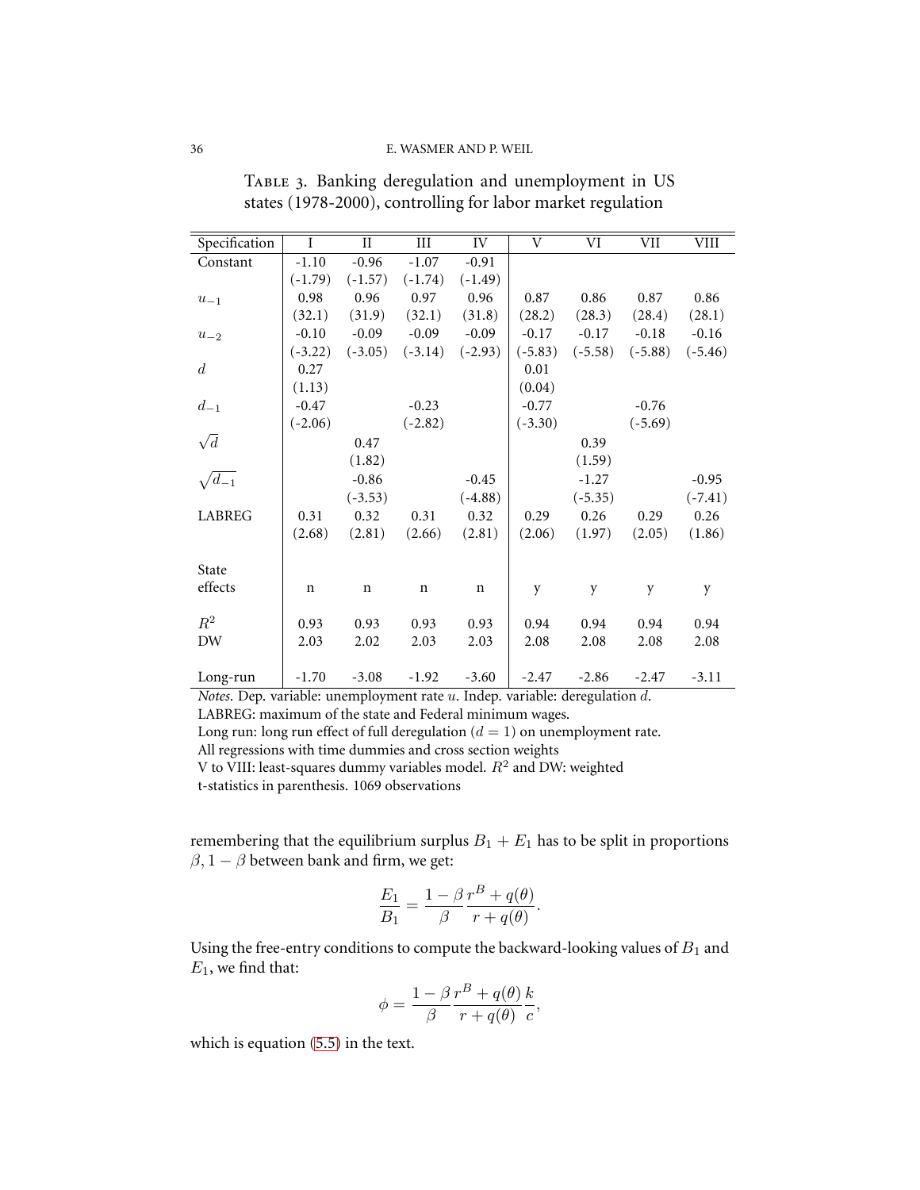Table 3. Banking deregulation and unemployment in US states (1978-2000), controlling for labor market regulation

| Specification | I | II | III | IV | V | VI | VII | VIII |
|---|---|---|---|---|---|---|---|---|
| Constant | -1.10 | -0.96 | -1.07 | -0.91 | | | | |
| | (-1.79) | (-1.57) | (-1.74) | (-1.49) | | | | |
| $u_{-1}$ | 0.98 | 0.96 | 0.97 | 0.96 | 0.87 | 0.86 | 0.87 | 0.86 |
| | (32.1) | (31.9) | (32.1) | (31.8) | (28.2) | (28.3) | (28.4) | (28.1) |
| $u_{-2}$ | -0.10 | -0.09 | -0.09 | -0.09 | -0.17 | -0.17 | -0.18 | -0.16 |
| | (-3.22) | (-3.05) | (-3.14) | (-2.93) | (-5.83) | (-5.58) | (-5.88) | (-5.46) |
| $d$ | 0.27 | | | | 0.01 | | | |
| | (1.13) | | | | (0.04) | | | |
| $d_{-1}$ | -0.47 | | -0.23 | | -0.77 | | -0.76 | |
| | (-2.06) | | (-2.82) | | (-3.30) | | (-5.69) | |
| $\sqrt{d}$ | | 0.47 | | | | 0.39 | | |
| | | (1.82) | | | | (1.59) | | |
| $\sqrt{d_{-1}}$ | | -0.86 | | -0.45 | | -1.27 | | -0.95 |
| | | (-3.53) | | (-4.88) | | (-5.35) | | (-7.41) |
| LABREG | 0.31 | 0.32 | 0.31 | 0.32 | 0.29 | 0.26 | 0.29 | 0.26 |
| | (2.68) | (2.81) | (2.66) | (2.81) | (2.06) | (1.97) | (2.05) | (1.86) |
| State effects | n | n | n | n | y | y | y | y |
| $R^2$ | 0.93 | 0.93 | 0.93 | 0.93 | 0.94 | 0.94 | 0.94 | 0.94 |
| DW | 2.03 | 2.02 | 2.03 | 2.03 | 2.08 | 2.08 | 2.08 | 2.08 |
| Long-run | -1.70 | -3.08 | -1.92 | -3.60 | -2.47 | -2.86 | -2.47 | -3.11 |

*Notes*. Dep. variable: unemployment rate $u$. Indep. variable: deregulation $d$.
LABREG: maximum of the state and Federal minimum wages.
Long run: long run effect of full deregulation ($d = 1$) on unemployment rate.
All regressions with time dummies and cross section weights
V to VIII: least-squares dummy variables model. $R^2$ and DW: weighted
t-statistics in parenthesis. 1069 observations

remembering that the equilibrium surplus $B_1 + E_1$ has to be split in proportions $\beta, 1 - \beta$ between bank and firm, we get:

$$\frac{E_1}{B_1} = \frac{1-\beta}{\beta} \frac{r^B + q(\theta)}{r + q(\theta)}.$$

Using the free-entry conditions to compute the backward-looking values of $B_1$ and $E_1$, we find that:

$$\phi = \frac{1-\beta}{\beta} \frac{r^B + q(\theta)}{r + q(\theta)} \frac{k}{c},$$

which is equation (5.5) in the text.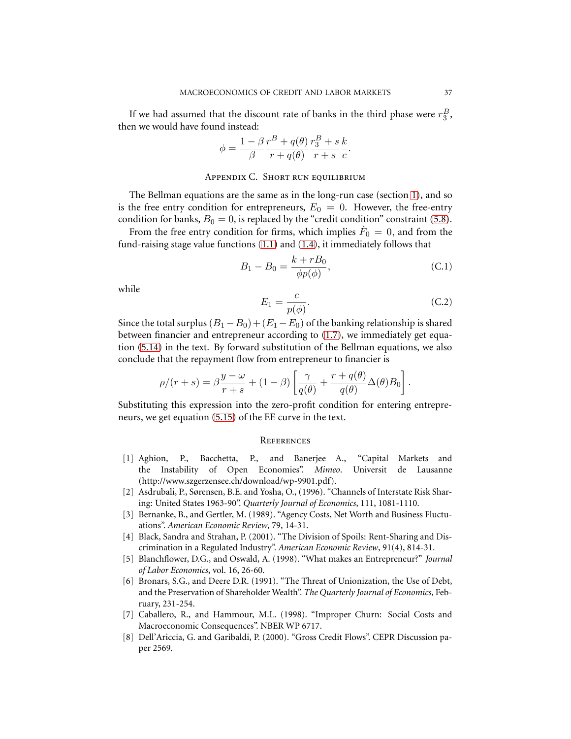If we had assumed that the discount rate of banks in the third phase were $r_3^B$, then we would have found instead:

$$\phi = \frac{1-\beta}{\beta}\frac{r^B + q(\theta)}{r + q(\theta)}\frac{r_3^B + s}{r+s}\frac{k}{c}.$$

## Appendix C. Short run equilibrium

The Bellman equations are the same as in the long-run case (section 1), and so is the free entry condition for entrepreneurs, $E_0 = 0$. However, the free-entry condition for banks, $B_0 = 0$, is replaced by the "credit condition" constraint (5.8).

From the free entry condition for firms, which implies $\dot{F}_0 = 0$, and from the fund-raising stage value functions (1.1) and (1.4), it immediately follows that

$$B_1 - B_0 = \frac{k + rB_0}{\phi p(\phi)}, \tag{C.1}$$

while

$$E_1 = \frac{c}{p(\phi)}. \tag{C.2}$$

Since the total surplus $(B_1 - B_0) + (E_1 - E_0)$ of the banking relationship is shared between financier and entrepreneur according to (1.7), we immediately get equation (5.14) in the text. By forward substitution of the Bellman equations, we also conclude that the repayment flow from entrepreneur to financier is

$$\rho/(r+s) = \beta\frac{y-\omega}{r+s} + (1-\beta)\left[\frac{\gamma}{q(\theta)} + \frac{r+q(\theta)}{q(\theta)}\Delta(\theta)B_0\right].$$

Substituting this expression into the zero-profit condition for entering entrepreneurs, we get equation (5.15) of the EE curve in the text.

## References

[1] Aghion, P., Bacchetta, P., and Banerjee A., "Capital Markets and the Instability of Open Economies". *Mimeo*. Universit de Lausanne (http://www.szgerzensee.ch/download/wp-9901.pdf).

[2] Asdrubali, P., Sørensen, B.E. and Yosha, O., (1996). "Channels of Interstate Risk Sharing: United States 1963-90". *Quarterly Journal of Economics*, 111, 1081-1110.

[3] Bernanke, B., and Gertler, M. (1989). "Agency Costs, Net Worth and Business Fluctuations". *American Economic Review*, 79, 14-31.

[4] Black, Sandra and Strahan, P. (2001). "The Division of Spoils: Rent-Sharing and Discrimination in a Regulated Industry". *American Economic Review*, 91(4), 814-31.

[5] Blanchflower, D.G., and Oswald, A. (1998). "What makes an Entrepreneur?" *Journal of Labor Economics*, vol. 16, 26-60.

[6] Bronars, S.G., and Deere D.R. (1991). "The Threat of Unionization, the Use of Debt, and the Preservation of Shareholder Wealth". *The Quarterly Journal of Economics*, February, 231-254.

[7] Caballero, R., and Hammour, M.L. (1998). "Improper Churn: Social Costs and Macroeconomic Consequences". NBER WP 6717.

[8] Dell'Ariccia, G. and Garibaldi, P. (2000). "Gross Credit Flows". CEPR Discussion paper 2569.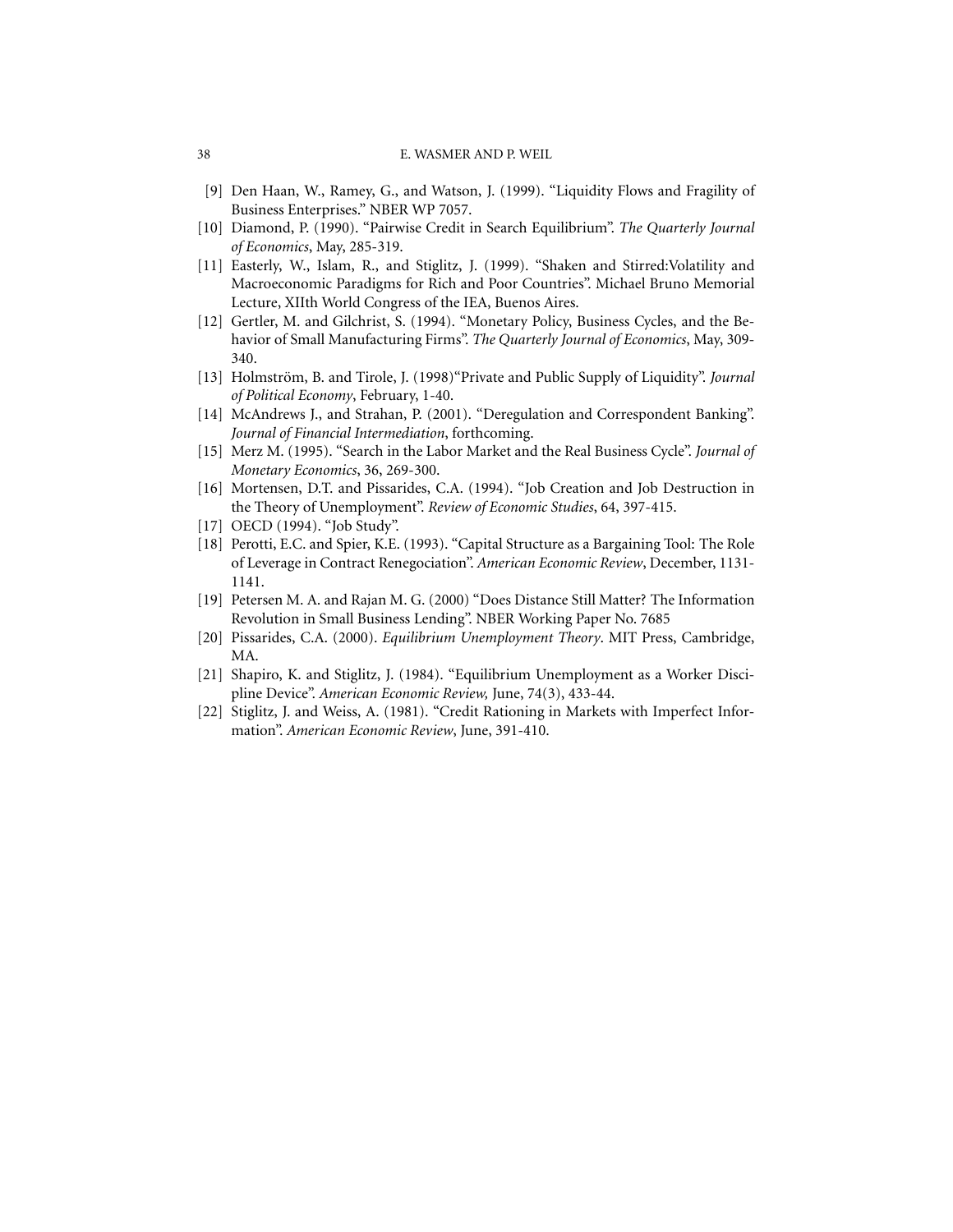[9] Den Haan, W., Ramey, G., and Watson, J. (1999). "Liquidity Flows and Fragility of Business Enterprises." NBER WP 7057.

[10] Diamond, P. (1990). "Pairwise Credit in Search Equilibrium". *The Quarterly Journal of Economics*, May, 285-319.

[11] Easterly, W., Islam, R., and Stiglitz, J. (1999). "Shaken and Stirred:Volatility and Macroeconomic Paradigms for Rich and Poor Countries". Michael Bruno Memorial Lecture, XIIth World Congress of the IEA, Buenos Aires.

[12] Gertler, M. and Gilchrist, S. (1994). "Monetary Policy, Business Cycles, and the Behavior of Small Manufacturing Firms". *The Quarterly Journal of Economics*, May, 309-340.

[13] Holmström, B. and Tirole, J. (1998)"Private and Public Supply of Liquidity". *Journal of Political Economy*, February, 1-40.

[14] McAndrews J., and Strahan, P. (2001). "Deregulation and Correspondent Banking". *Journal of Financial Intermediation*, forthcoming.

[15] Merz M. (1995). "Search in the Labor Market and the Real Business Cycle". *Journal of Monetary Economics*, 36, 269-300.

[16] Mortensen, D.T. and Pissarides, C.A. (1994). "Job Creation and Job Destruction in the Theory of Unemployment". *Review of Economic Studies*, 64, 397-415.

[17] OECD (1994). "Job Study".

[18] Perotti, E.C. and Spier, K.E. (1993). "Capital Structure as a Bargaining Tool: The Role of Leverage in Contract Renegociation". *American Economic Review*, December, 1131-1141.

[19] Petersen M. A. and Rajan M. G. (2000) "Does Distance Still Matter? The Information Revolution in Small Business Lending". NBER Working Paper No. 7685

[20] Pissarides, C.A. (2000). *Equilibrium Unemployment Theory*. MIT Press, Cambridge, MA.

[21] Shapiro, K. and Stiglitz, J. (1984). "Equilibrium Unemployment as a Worker Discipline Device". *American Economic Review,* June, 74(3), 433-44.

[22] Stiglitz, J. and Weiss, A. (1981). "Credit Rationing in Markets with Imperfect Information". *American Economic Review*, June, 391-410.